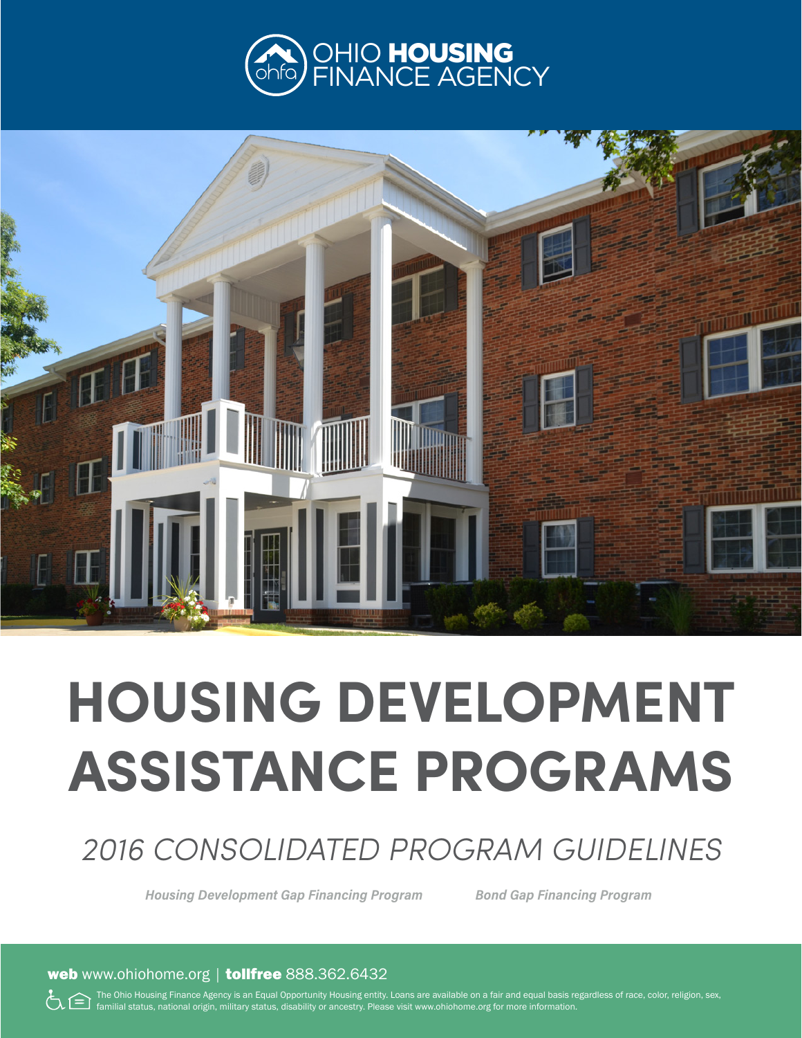OHIO **HOUSING** FINANCE AGENCY

# HOUSING DEVELOPMENT ASSISTANCE PROGRAMS

## *2016 CONSOLIDATED PROGRAM GUIDELINES*

***Housing Development Gap Financing Program***

***Bond Gap Financing Program***

**web** www.ohiohome.org | **tollfree** 888.362.6432

The Ohio Housing Finance Agency is an Equal Opportunity Housing entity. Loans are available on a fair and equal basis regardless of race, color, religion, sex, familial status, national origin, military status, disability or ancestry. Please visit www.ohiohome.org for more information.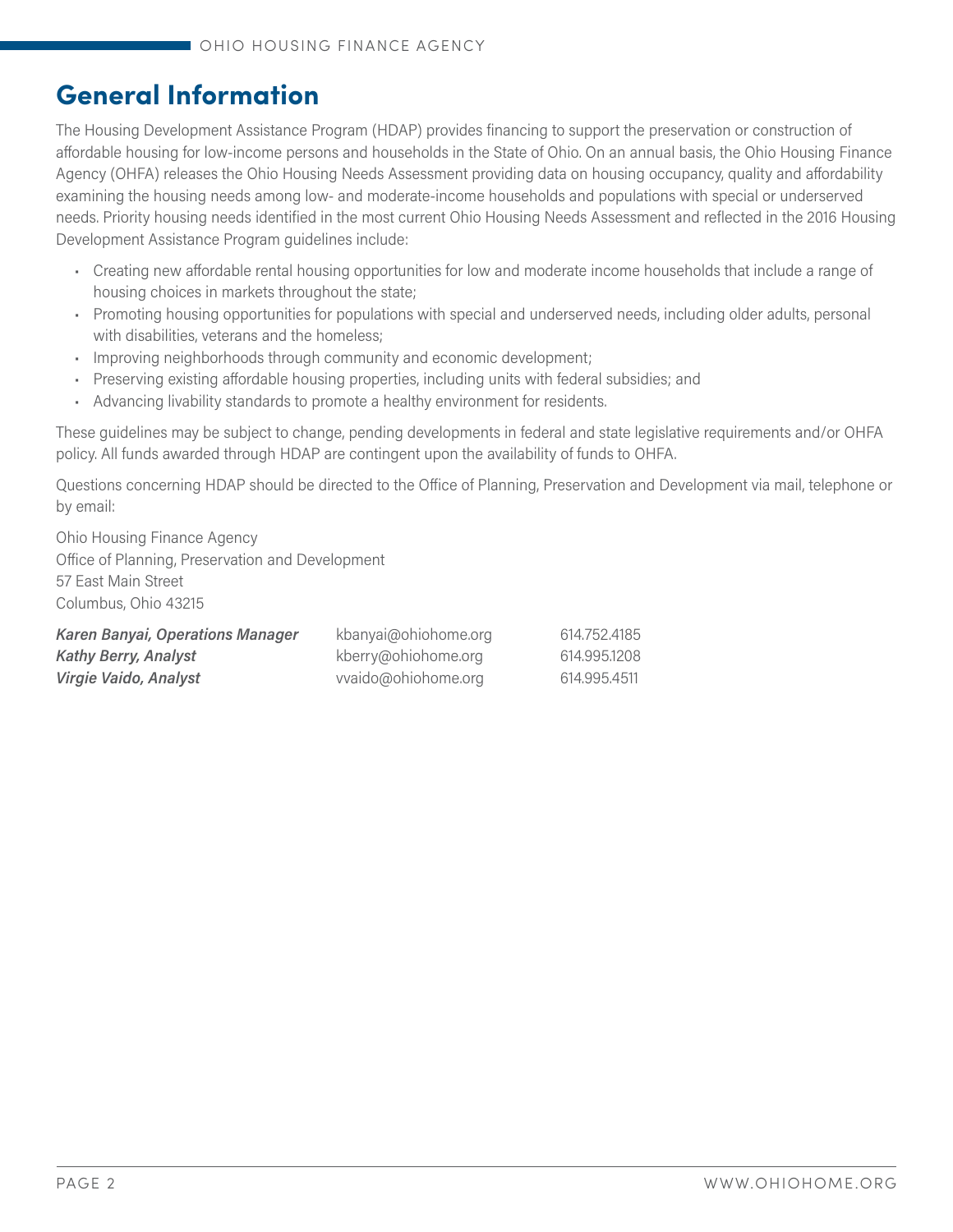## General Information

The Housing Development Assistance Program (HDAP) provides financing to support the preservation or construction of affordable housing for low-income persons and households in the State of Ohio. On an annual basis, the Ohio Housing Finance Agency (OHFA) releases the Ohio Housing Needs Assessment providing data on housing occupancy, quality and affordability examining the housing needs among low- and moderate-income households and populations with special or underserved needs. Priority housing needs identified in the most current Ohio Housing Needs Assessment and reflected in the 2016 Housing Development Assistance Program guidelines include:

- Creating new affordable rental housing opportunities for low and moderate income households that include a range of housing choices in markets throughout the state;
- Promoting housing opportunities for populations with special and underserved needs, including older adults, personal with disabilities, veterans and the homeless;
- Improving neighborhoods through community and economic development;
- Preserving existing affordable housing properties, including units with federal subsidies; and
- Advancing livability standards to promote a healthy environment for residents.

These guidelines may be subject to change, pending developments in federal and state legislative requirements and/or OHFA policy. All funds awarded through HDAP are contingent upon the availability of funds to OHFA.

Questions concerning HDAP should be directed to the Office of Planning, Preservation and Development via mail, telephone or by email:

Ohio Housing Finance Agency
Office of Planning, Preservation and Development
57 East Main Street
Columbus, Ohio 43215

| | | |
|---|---|---|
| ***Karen Banyai, Operations Manager*** | kbanyai@ohiohome.org | 614.752.4185 |
| ***Kathy Berry, Analyst*** | kberry@ohiohome.org | 614.995.1208 |
| ***Virgie Vaido, Analyst*** | vvaido@ohiohome.org | 614.995.4511 |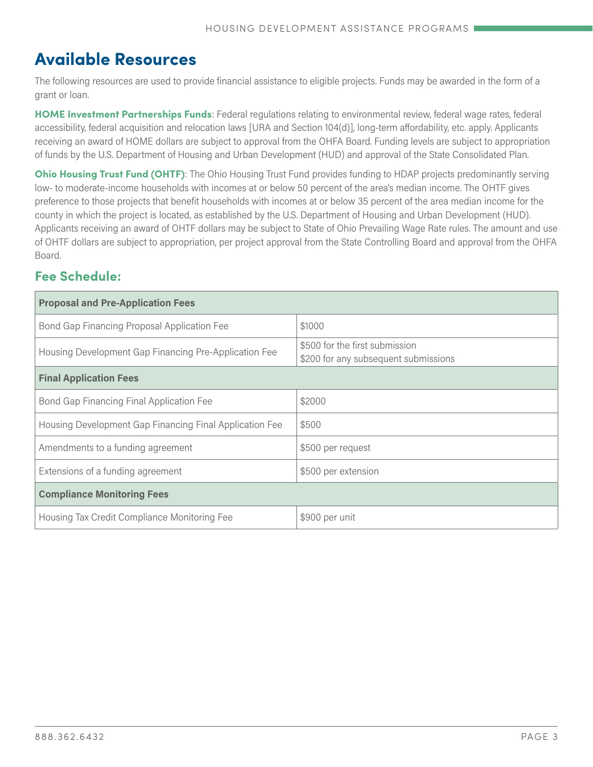## Available Resources

The following resources are used to provide financial assistance to eligible projects. Funds may be awarded in the form of a grant or loan.

**HOME Investment Partnerships Funds**: Federal regulations relating to environmental review, federal wage rates, federal accessibility, federal acquisition and relocation laws [URA and Section 104(d)], long-term affordability, etc. apply. Applicants receiving an award of HOME dollars are subject to approval from the OHFA Board. Funding levels are subject to appropriation of funds by the U.S. Department of Housing and Urban Development (HUD) and approval of the State Consolidated Plan.

**Ohio Housing Trust Fund (OHTF)**: The Ohio Housing Trust Fund provides funding to HDAP projects predominantly serving low- to moderate-income households with incomes at or below 50 percent of the area's median income. The OHTF gives preference to those projects that benefit households with incomes at or below 35 percent of the area median income for the county in which the project is located, as established by the U.S. Department of Housing and Urban Development (HUD). Applicants receiving an award of OHTF dollars may be subject to State of Ohio Prevailing Wage Rate rules. The amount and use of OHTF dollars are subject to appropriation, per project approval from the State Controlling Board and approval from the OHFA Board.

### Fee Schedule:

| **Proposal and Pre-Application Fees** | |
|---|---|
| Bond Gap Financing Proposal Application Fee | $1000 |
| Housing Development Gap Financing Pre-Application Fee | $500 for the first submission<br>$200 for any subsequent submissions |
| **Final Application Fees** | |
| Bond Gap Financing Final Application Fee | $2000 |
| Housing Development Gap Financing Final Application Fee | $500 |
| Amendments to a funding agreement | $500 per request |
| Extensions of a funding agreement | $500 per extension |
| **Compliance Monitoring Fees** | |
| Housing Tax Credit Compliance Monitoring Fee | $900 per unit |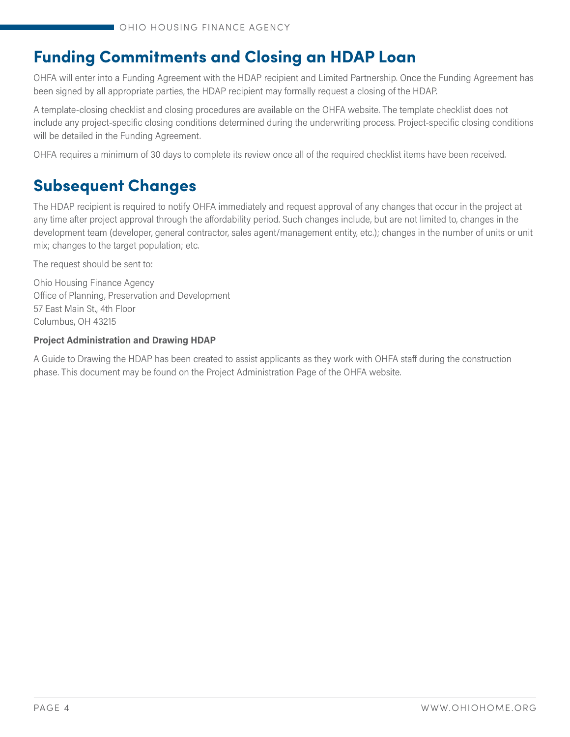## Funding Commitments and Closing an HDAP Loan

OHFA will enter into a Funding Agreement with the HDAP recipient and Limited Partnership. Once the Funding Agreement has been signed by all appropriate parties, the HDAP recipient may formally request a closing of the HDAP.

A template-closing checklist and closing procedures are available on the OHFA website. The template checklist does not include any project-specific closing conditions determined during the underwriting process. Project-specific closing conditions will be detailed in the Funding Agreement.

OHFA requires a minimum of 30 days to complete its review once all of the required checklist items have been received.

## Subsequent Changes

The HDAP recipient is required to notify OHFA immediately and request approval of any changes that occur in the project at any time after project approval through the affordability period. Such changes include, but are not limited to, changes in the development team (developer, general contractor, sales agent/management entity, etc.); changes in the number of units or unit mix; changes to the target population; etc.

The request should be sent to:

Ohio Housing Finance Agency
Office of Planning, Preservation and Development
57 East Main St., 4th Floor
Columbus, OH 43215

**Project Administration and Drawing HDAP**

A Guide to Drawing the HDAP has been created to assist applicants as they work with OHFA staff during the construction phase. This document may be found on the Project Administration Page of the OHFA website.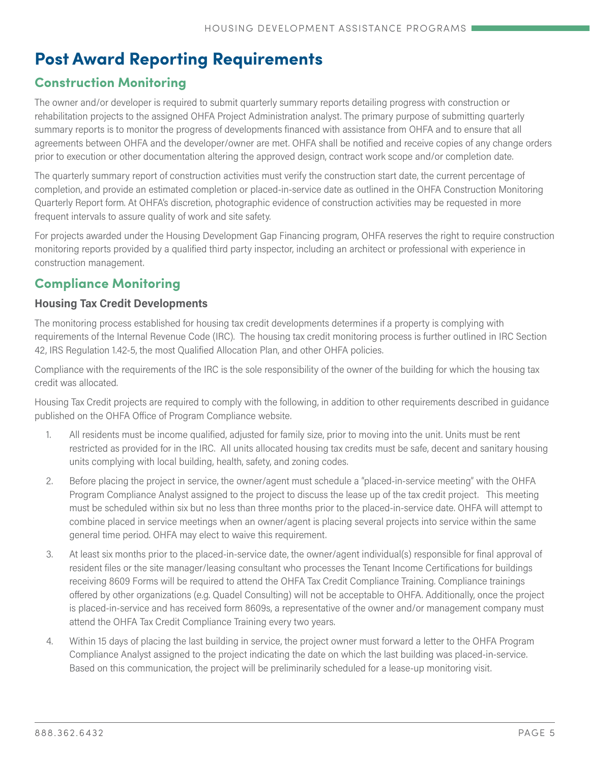# Post Award Reporting Requirements

## Construction Monitoring

The owner and/or developer is required to submit quarterly summary reports detailing progress with construction or rehabilitation projects to the assigned OHFA Project Administration analyst. The primary purpose of submitting quarterly summary reports is to monitor the progress of developments financed with assistance from OHFA and to ensure that all agreements between OHFA and the developer/owner are met. OHFA shall be notified and receive copies of any change orders prior to execution or other documentation altering the approved design, contract work scope and/or completion date.

The quarterly summary report of construction activities must verify the construction start date, the current percentage of completion, and provide an estimated completion or placed-in-service date as outlined in the OHFA Construction Monitoring Quarterly Report form. At OHFA's discretion, photographic evidence of construction activities may be requested in more frequent intervals to assure quality of work and site safety.

For projects awarded under the Housing Development Gap Financing program, OHFA reserves the right to require construction monitoring reports provided by a qualified third party inspector, including an architect or professional with experience in construction management.

## Compliance Monitoring

### Housing Tax Credit Developments

The monitoring process established for housing tax credit developments determines if a property is complying with requirements of the Internal Revenue Code (IRC). The housing tax credit monitoring process is further outlined in IRC Section 42, IRS Regulation 1.42-5, the most Qualified Allocation Plan, and other OHFA policies.

Compliance with the requirements of the IRC is the sole responsibility of the owner of the building for which the housing tax credit was allocated.

Housing Tax Credit projects are required to comply with the following, in addition to other requirements described in guidance published on the OHFA Office of Program Compliance website.

1. All residents must be income qualified, adjusted for family size, prior to moving into the unit. Units must be rent restricted as provided for in the IRC. All units allocated housing tax credits must be safe, decent and sanitary housing units complying with local building, health, safety, and zoning codes.
2. Before placing the project in service, the owner/agent must schedule a "placed-in-service meeting" with the OHFA Program Compliance Analyst assigned to the project to discuss the lease up of the tax credit project. This meeting must be scheduled within six but no less than three months prior to the placed-in-service date. OHFA will attempt to combine placed in service meetings when an owner/agent is placing several projects into service within the same general time period. OHFA may elect to waive this requirement.
3. At least six months prior to the placed-in-service date, the owner/agent individual(s) responsible for final approval of resident files or the site manager/leasing consultant who processes the Tenant Income Certifications for buildings receiving 8609 Forms will be required to attend the OHFA Tax Credit Compliance Training. Compliance trainings offered by other organizations (e.g. Quadel Consulting) will not be acceptable to OHFA. Additionally, once the project is placed-in-service and has received form 8609s, a representative of the owner and/or management company must attend the OHFA Tax Credit Compliance Training every two years.
4. Within 15 days of placing the last building in service, the project owner must forward a letter to the OHFA Program Compliance Analyst assigned to the project indicating the date on which the last building was placed-in-service. Based on this communication, the project will be preliminarily scheduled for a lease-up monitoring visit.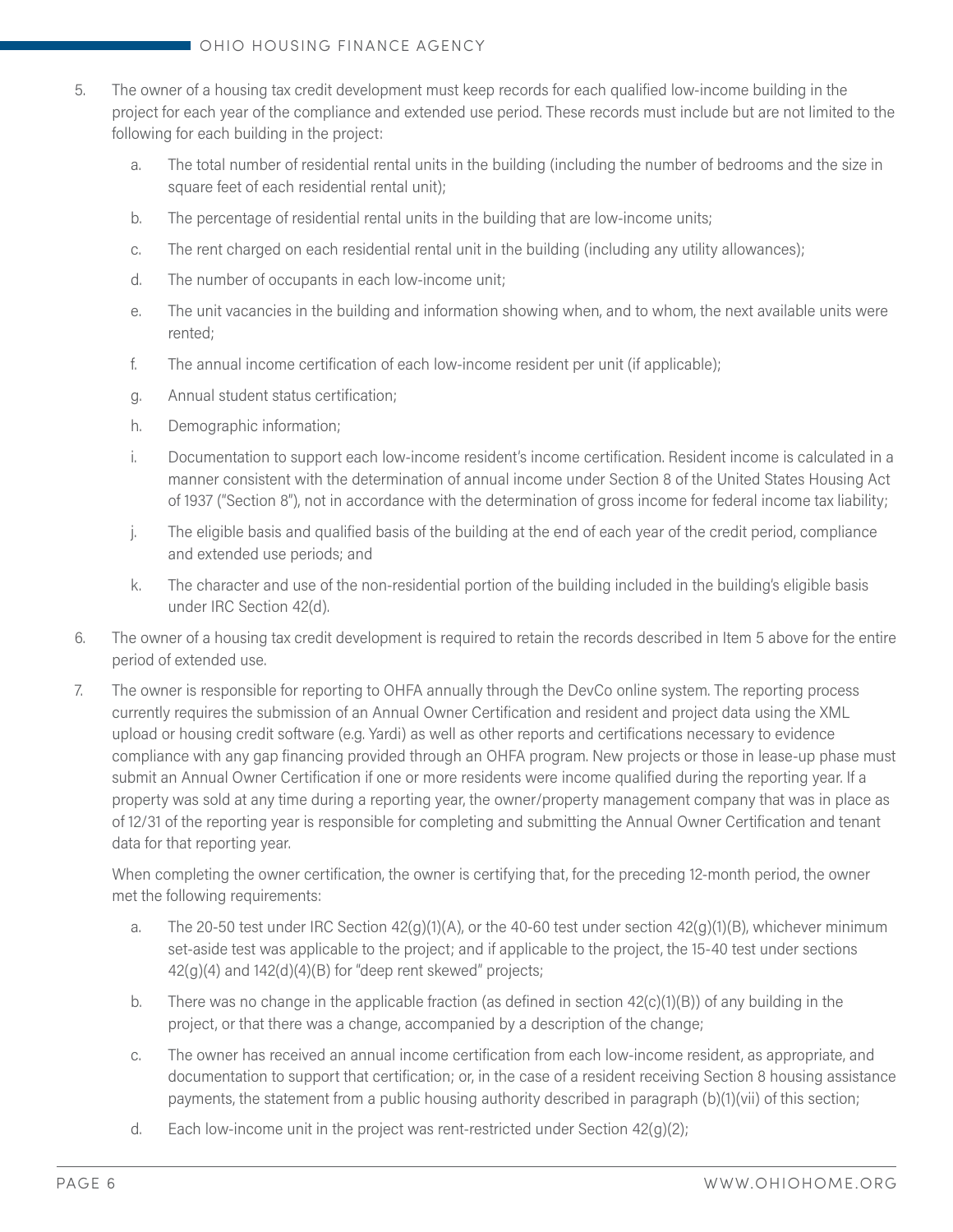5. The owner of a housing tax credit development must keep records for each qualified low-income building in the project for each year of the compliance and extended use period. These records must include but are not limited to the following for each building in the project:

    a. The total number of residential rental units in the building (including the number of bedrooms and the size in square feet of each residential rental unit);

    b. The percentage of residential rental units in the building that are low-income units;

    c. The rent charged on each residential rental unit in the building (including any utility allowances);

    d. The number of occupants in each low-income unit;

    e. The unit vacancies in the building and information showing when, and to whom, the next available units were rented;

    f. The annual income certification of each low-income resident per unit (if applicable);

    g. Annual student status certification;

    h. Demographic information;

    i. Documentation to support each low-income resident's income certification. Resident income is calculated in a manner consistent with the determination of annual income under Section 8 of the United States Housing Act of 1937 ("Section 8"), not in accordance with the determination of gross income for federal income tax liability;

    j. The eligible basis and qualified basis of the building at the end of each year of the credit period, compliance and extended use periods; and

    k. The character and use of the non-residential portion of the building included in the building's eligible basis under IRC Section 42(d).

6. The owner of a housing tax credit development is required to retain the records described in Item 5 above for the entire period of extended use.

7. The owner is responsible for reporting to OHFA annually through the DevCo online system. The reporting process currently requires the submission of an Annual Owner Certification and resident and project data using the XML upload or housing credit software (e.g. Yardi) as well as other reports and certifications necessary to evidence compliance with any gap financing provided through an OHFA program. New projects or those in lease-up phase must submit an Annual Owner Certification if one or more residents were income qualified during the reporting year. If a property was sold at any time during a reporting year, the owner/property management company that was in place as of 12/31 of the reporting year is responsible for completing and submitting the Annual Owner Certification and tenant data for that reporting year.

    When completing the owner certification, the owner is certifying that, for the preceding 12-month period, the owner met the following requirements:

    a. The 20-50 test under IRC Section 42(g)(1)(A), or the 40-60 test under section 42(g)(1)(B), whichever minimum set-aside test was applicable to the project; and if applicable to the project, the 15-40 test under sections 42(g)(4) and 142(d)(4)(B) for "deep rent skewed" projects;

    b. There was no change in the applicable fraction (as defined in section 42(c)(1)(B)) of any building in the project, or that there was a change, accompanied by a description of the change;

    c. The owner has received an annual income certification from each low-income resident, as appropriate, and documentation to support that certification; or, in the case of a resident receiving Section 8 housing assistance payments, the statement from a public housing authority described in paragraph (b)(1)(vii) of this section;

    d. Each low-income unit in the project was rent-restricted under Section 42(g)(2);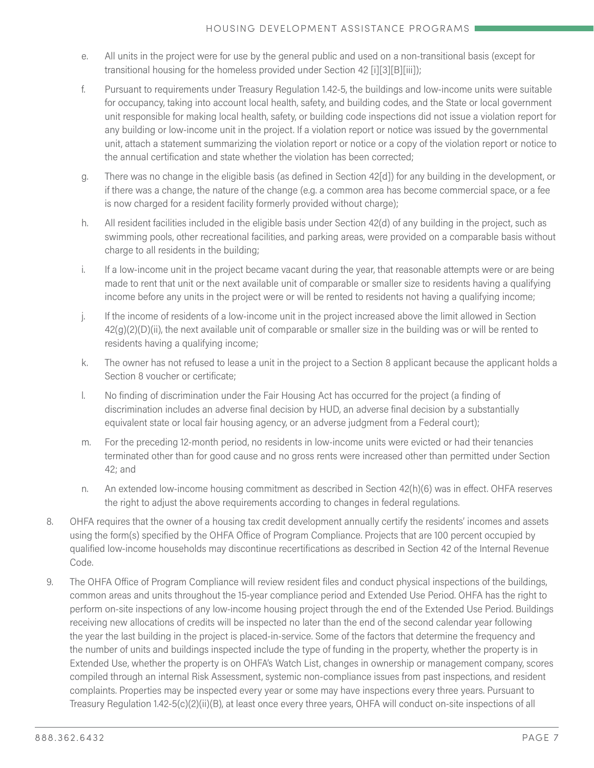e. All units in the project were for use by the general public and used on a non-transitional basis (except for transitional housing for the homeless provided under Section 42 [i][3][B][iii]);

f. Pursuant to requirements under Treasury Regulation 1.42-5, the buildings and low-income units were suitable for occupancy, taking into account local health, safety, and building codes, and the State or local government unit responsible for making local health, safety, or building code inspections did not issue a violation report for any building or low-income unit in the project. If a violation report or notice was issued by the governmental unit, attach a statement summarizing the violation report or notice or a copy of the violation report or notice to the annual certification and state whether the violation has been corrected;

g. There was no change in the eligible basis (as defined in Section 42[d]) for any building in the development, or if there was a change, the nature of the change (e.g. a common area has become commercial space, or a fee is now charged for a resident facility formerly provided without charge);

h. All resident facilities included in the eligible basis under Section 42(d) of any building in the project, such as swimming pools, other recreational facilities, and parking areas, were provided on a comparable basis without charge to all residents in the building;

i. If a low-income unit in the project became vacant during the year, that reasonable attempts were or are being made to rent that unit or the next available unit of comparable or smaller size to residents having a qualifying income before any units in the project were or will be rented to residents not having a qualifying income;

j. If the income of residents of a low-income unit in the project increased above the limit allowed in Section 42(g)(2)(D)(ii), the next available unit of comparable or smaller size in the building was or will be rented to residents having a qualifying income;

k. The owner has not refused to lease a unit in the project to a Section 8 applicant because the applicant holds a Section 8 voucher or certificate;

l. No finding of discrimination under the Fair Housing Act has occurred for the project (a finding of discrimination includes an adverse final decision by HUD, an adverse final decision by a substantially equivalent state or local fair housing agency, or an adverse judgment from a Federal court);

m. For the preceding 12-month period, no residents in low-income units were evicted or had their tenancies terminated other than for good cause and no gross rents were increased other than permitted under Section 42; and

n. An extended low-income housing commitment as described in Section 42(h)(6) was in effect. OHFA reserves the right to adjust the above requirements according to changes in federal regulations.

8. OHFA requires that the owner of a housing tax credit development annually certify the residents' incomes and assets using the form(s) specified by the OHFA Office of Program Compliance. Projects that are 100 percent occupied by qualified low-income households may discontinue recertifications as described in Section 42 of the Internal Revenue Code.

9. The OHFA Office of Program Compliance will review resident files and conduct physical inspections of the buildings, common areas and units throughout the 15-year compliance period and Extended Use Period. OHFA has the right to perform on-site inspections of any low-income housing project through the end of the Extended Use Period. Buildings receiving new allocations of credits will be inspected no later than the end of the second calendar year following the year the last building in the project is placed-in-service. Some of the factors that determine the frequency and the number of units and buildings inspected include the type of funding in the property, whether the property is in Extended Use, whether the property is on OHFA's Watch List, changes in ownership or management company, scores compiled through an internal Risk Assessment, systemic non-compliance issues from past inspections, and resident complaints. Properties may be inspected every year or some may have inspections every three years. Pursuant to Treasury Regulation 1.42-5(c)(2)(ii)(B), at least once every three years, OHFA will conduct on-site inspections of all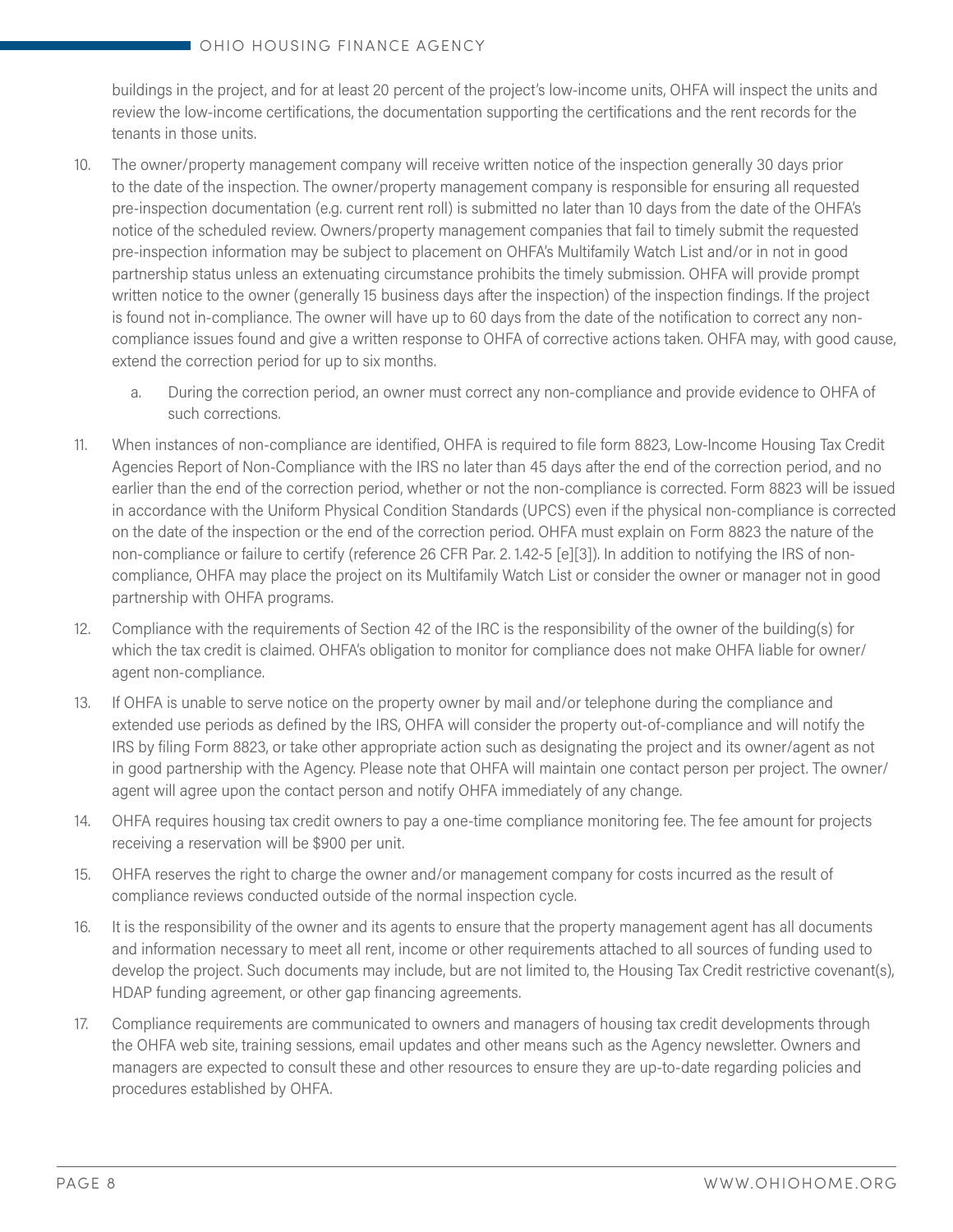buildings in the project, and for at least 20 percent of the project's low-income units, OHFA will inspect the units and review the low-income certifications, the documentation supporting the certifications and the rent records for the tenants in those units.

10. The owner/property management company will receive written notice of the inspection generally 30 days prior to the date of the inspection. The owner/property management company is responsible for ensuring all requested pre-inspection documentation (e.g. current rent roll) is submitted no later than 10 days from the date of the OHFA's notice of the scheduled review. Owners/property management companies that fail to timely submit the requested pre-inspection information may be subject to placement on OHFA's Multifamily Watch List and/or in not in good partnership status unless an extenuating circumstance prohibits the timely submission. OHFA will provide prompt written notice to the owner (generally 15 business days after the inspection) of the inspection findings. If the project is found not in-compliance. The owner will have up to 60 days from the date of the notification to correct any non-compliance issues found and give a written response to OHFA of corrective actions taken. OHFA may, with good cause, extend the correction period for up to six months.

    a. During the correction period, an owner must correct any non-compliance and provide evidence to OHFA of such corrections.

11. When instances of non-compliance are identified, OHFA is required to file form 8823, Low-Income Housing Tax Credit Agencies Report of Non-Compliance with the IRS no later than 45 days after the end of the correction period, and no earlier than the end of the correction period, whether or not the non-compliance is corrected. Form 8823 will be issued in accordance with the Uniform Physical Condition Standards (UPCS) even if the physical non-compliance is corrected on the date of the inspection or the end of the correction period. OHFA must explain on Form 8823 the nature of the non-compliance or failure to certify (reference 26 CFR Par. 2. 1.42-5 [e][3]). In addition to notifying the IRS of non-compliance, OHFA may place the project on its Multifamily Watch List or consider the owner or manager not in good partnership with OHFA programs.

12. Compliance with the requirements of Section 42 of the IRC is the responsibility of the owner of the building(s) for which the tax credit is claimed. OHFA's obligation to monitor for compliance does not make OHFA liable for owner/agent non-compliance.

13. If OHFA is unable to serve notice on the property owner by mail and/or telephone during the compliance and extended use periods as defined by the IRS, OHFA will consider the property out-of-compliance and will notify the IRS by filing Form 8823, or take other appropriate action such as designating the project and its owner/agent as not in good partnership with the Agency. Please note that OHFA will maintain one contact person per project. The owner/agent will agree upon the contact person and notify OHFA immediately of any change.

14. OHFA requires housing tax credit owners to pay a one-time compliance monitoring fee. The fee amount for projects receiving a reservation will be $900 per unit.

15. OHFA reserves the right to charge the owner and/or management company for costs incurred as the result of compliance reviews conducted outside of the normal inspection cycle.

16. It is the responsibility of the owner and its agents to ensure that the property management agent has all documents and information necessary to meet all rent, income or other requirements attached to all sources of funding used to develop the project. Such documents may include, but are not limited to, the Housing Tax Credit restrictive covenant(s), HDAP funding agreement, or other gap financing agreements.

17. Compliance requirements are communicated to owners and managers of housing tax credit developments through the OHFA web site, training sessions, email updates and other means such as the Agency newsletter. Owners and managers are expected to consult these and other resources to ensure they are up-to-date regarding policies and procedures established by OHFA.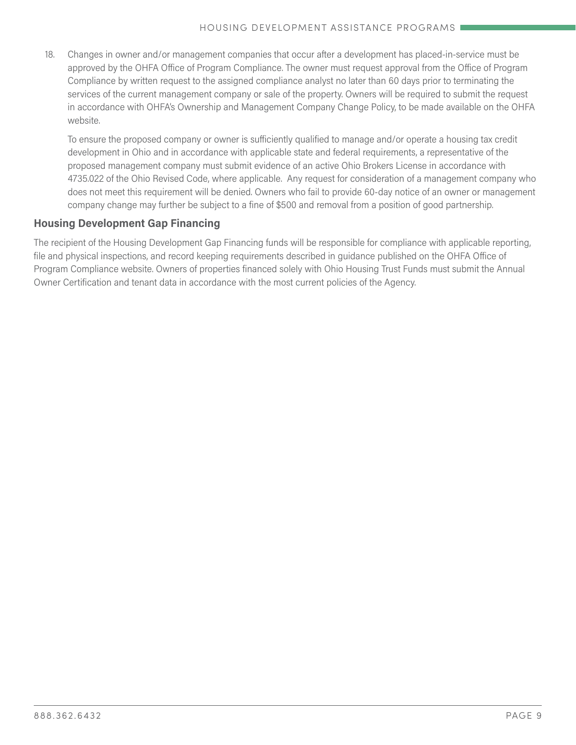18. Changes in owner and/or management companies that occur after a development has placed-in-service must be approved by the OHFA Office of Program Compliance. The owner must request approval from the Office of Program Compliance by written request to the assigned compliance analyst no later than 60 days prior to terminating the services of the current management company or sale of the property. Owners will be required to submit the request in accordance with OHFA's Ownership and Management Company Change Policy, to be made available on the OHFA website.

    To ensure the proposed company or owner is sufficiently qualified to manage and/or operate a housing tax credit development in Ohio and in accordance with applicable state and federal requirements, a representative of the proposed management company must submit evidence of an active Ohio Brokers License in accordance with 4735.022 of the Ohio Revised Code, where applicable. Any request for consideration of a management company who does not meet this requirement will be denied. Owners who fail to provide 60-day notice of an owner or management company change may further be subject to a fine of $500 and removal from a position of good partnership.

### Housing Development Gap Financing

The recipient of the Housing Development Gap Financing funds will be responsible for compliance with applicable reporting, file and physical inspections, and record keeping requirements described in guidance published on the OHFA Office of Program Compliance website. Owners of properties financed solely with Ohio Housing Trust Funds must submit the Annual Owner Certification and tenant data in accordance with the most current policies of the Agency.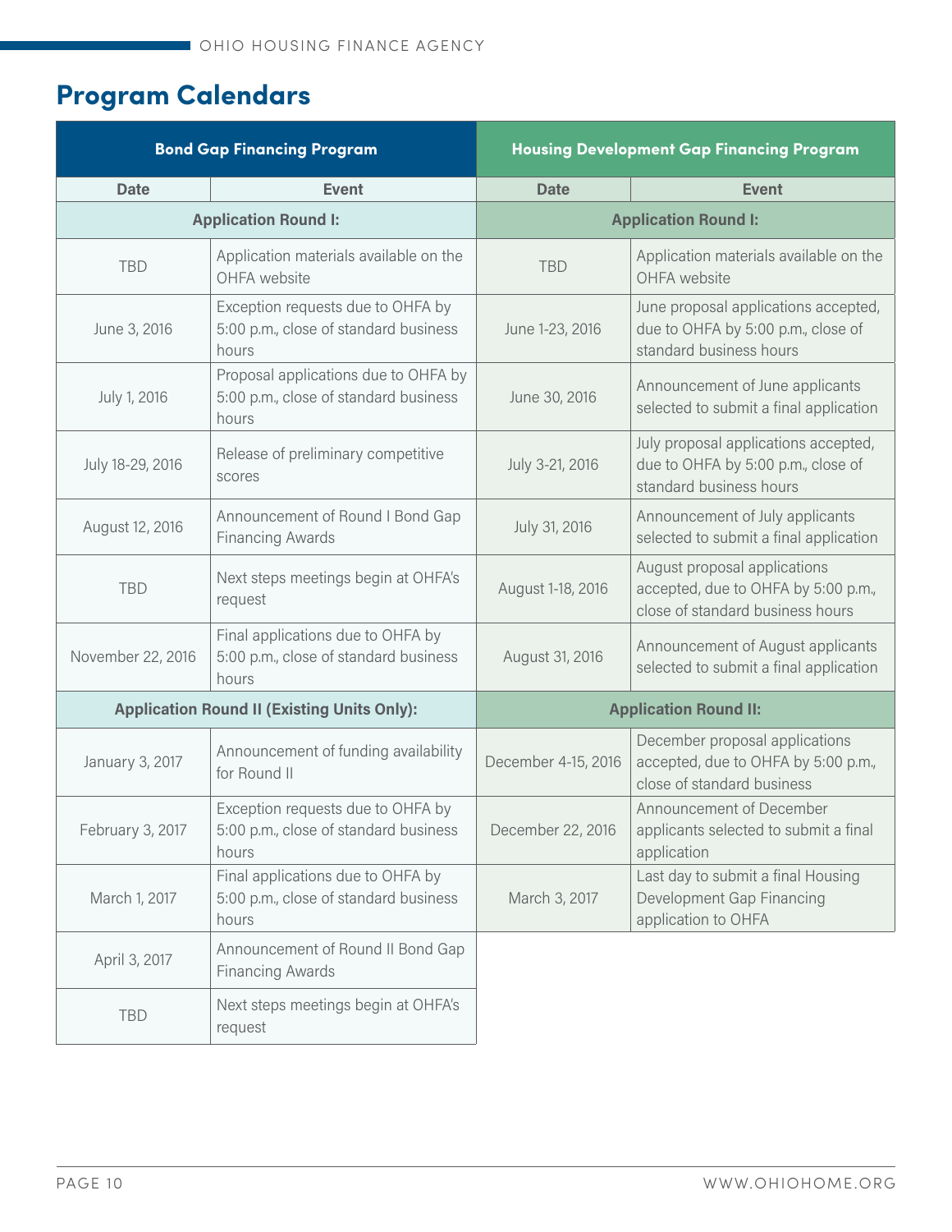## Program Calendars

| Bond Gap Financing Program | | Housing Development Gap Financing Program | |
|---|---|---|---|
| **Date** | **Event** | **Date** | **Event** |
| **Application Round I:** | | **Application Round I:** | |
| TBD | Application materials available on the OHFA website | TBD | Application materials available on the OHFA website |
| June 3, 2016 | Exception requests due to OHFA by 5:00 p.m., close of standard business hours | June 1-23, 2016 | June proposal applications accepted, due to OHFA by 5:00 p.m., close of standard business hours |
| July 1, 2016 | Proposal applications due to OHFA by 5:00 p.m., close of standard business hours | June 30, 2016 | Announcement of June applicants selected to submit a final application |
| July 18-29, 2016 | Release of preliminary competitive scores | July 3-21, 2016 | July proposal applications accepted, due to OHFA by 5:00 p.m., close of standard business hours |
| August 12, 2016 | Announcement of Round I Bond Gap Financing Awards | July 31, 2016 | Announcement of July applicants selected to submit a final application |
| TBD | Next steps meetings begin at OHFA's request | August 1-18, 2016 | August proposal applications accepted, due to OHFA by 5:00 p.m., close of standard business hours |
| November 22, 2016 | Final applications due to OHFA by 5:00 p.m., close of standard business hours | August 31, 2016 | Announcement of August applicants selected to submit a final application |
| **Application Round II (Existing Units Only):** | | **Application Round II:** | |
| January 3, 2017 | Announcement of funding availability for Round II | December 4-15, 2016 | December proposal applications accepted, due to OHFA by 5:00 p.m., close of standard business |
| February 3, 2017 | Exception requests due to OHFA by 5:00 p.m., close of standard business hours | December 22, 2016 | Announcement of December applicants selected to submit a final application |
| March 1, 2017 | Final applications due to OHFA by 5:00 p.m., close of standard business hours | March 3, 2017 | Last day to submit a final Housing Development Gap Financing application to OHFA |
| April 3, 2017 | Announcement of Round II Bond Gap Financing Awards | | |
| TBD | Next steps meetings begin at OHFA's request | | |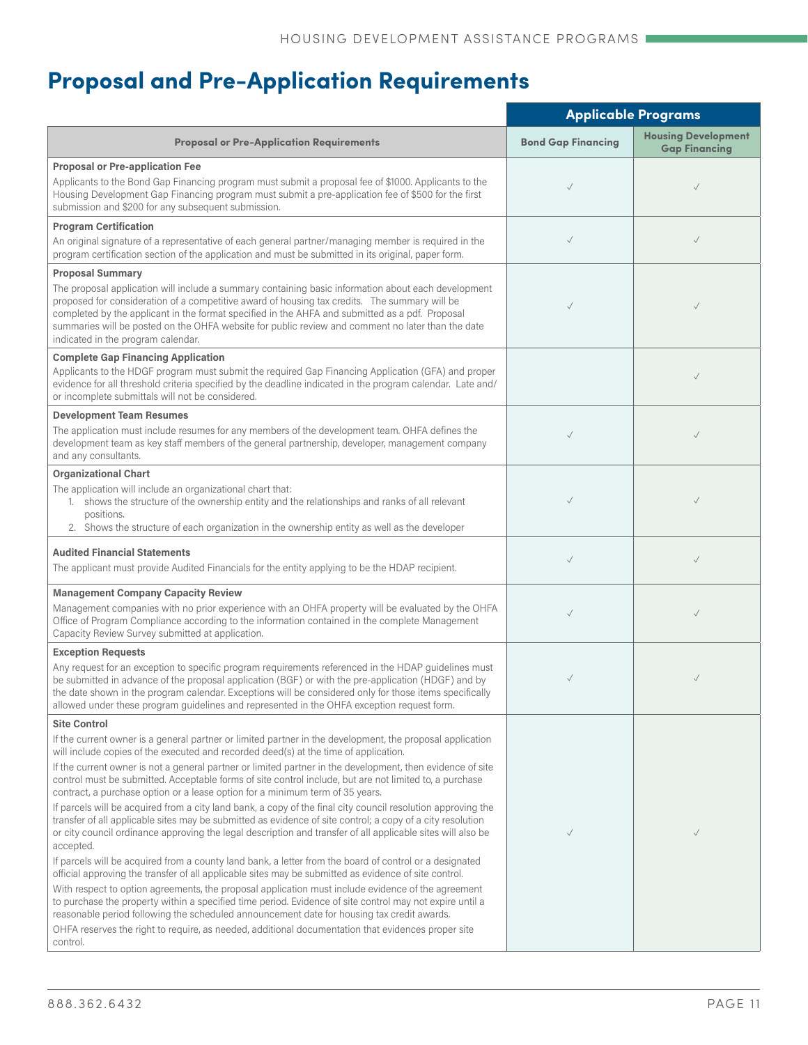# Proposal and Pre-Application Requirements

| Proposal or Pre-Application Requirements | Applicable Programs | |
|---|---|---|
| | Bond Gap Financing | Housing Development Gap Financing |
| **Proposal or Pre-application Fee**<br>Applicants to the Bond Gap Financing program must submit a proposal fee of $1000. Applicants to the Housing Development Gap Financing program must submit a pre-application fee of $500 for the first submission and $200 for any subsequent submission. | ✓ | ✓ |
| **Program Certification**<br>An original signature of a representative of each general partner/managing member is required in the program certification section of the application and must be submitted in its original, paper form. | ✓ | ✓ |
| **Proposal Summary**<br>The proposal application will include a summary containing basic information about each development proposed for consideration of a competitive award of housing tax credits. The summary will be completed by the applicant in the format specified in the AHFA and submitted as a pdf. Proposal summaries will be posted on the OHFA website for public review and comment no later than the date indicated in the program calendar. | ✓ | ✓ |
| **Complete Gap Financing Application**<br>Applicants to the HDGF program must submit the required Gap Financing Application (GFA) and proper evidence for all threshold criteria specified by the deadline indicated in the program calendar. Late and/or incomplete submittals will not be considered. | | ✓ |
| **Development Team Resumes**<br>The application must include resumes for any members of the development team. OHFA defines the development team as key staff members of the general partnership, developer, management company and any consultants. | ✓ | ✓ |
| **Organizational Chart**<br>The application will include an organizational chart that:<br>1. shows the structure of the ownership entity and the relationships and ranks of all relevant positions.<br>2. Shows the structure of each organization in the ownership entity as well as the developer | ✓ | ✓ |
| **Audited Financial Statements**<br>The applicant must provide Audited Financials for the entity applying to be the HDAP recipient. | ✓ | ✓ |
| **Management Company Capacity Review**<br>Management companies with no prior experience with an OHFA property will be evaluated by the OHFA Office of Program Compliance according to the information contained in the complete Management Capacity Review Survey submitted at application. | ✓ | ✓ |
| **Exception Requests**<br>Any request for an exception to specific program requirements referenced in the HDAP guidelines must be submitted in advance of the proposal application (BGF) or with the pre-application (HDGF) and by the date shown in the program calendar. Exceptions will be considered only for those items specifically allowed under these program guidelines and represented in the OHFA exception request form. | ✓ | ✓ |
| **Site Control**<br>If the current owner is a general partner or limited partner in the development, the proposal application will include copies of the executed and recorded deed(s) at the time of application.<br>If the current owner is not a general partner or limited partner in the development, then evidence of site control must be submitted. Acceptable forms of site control include, but are not limited to, a purchase contract, a purchase option or a lease option for a minimum term of 35 years.<br>If parcels will be acquired from a city land bank, a copy of the final city council resolution approving the transfer of all applicable sites may be submitted as evidence of site control; a copy of a city resolution or city council ordinance approving the legal description and transfer of all applicable sites will also be accepted.<br>If parcels will be acquired from a county land bank, a letter from the board of control or a designated official approving the transfer of all applicable sites may be submitted as evidence of site control.<br>With respect to option agreements, the proposal application must include evidence of the agreement to purchase the property within a specified time period. Evidence of site control may not expire until a reasonable period following the scheduled announcement date for housing tax credit awards.<br>OHFA reserves the right to require, as needed, additional documentation that evidences proper site control. | ✓ | ✓ |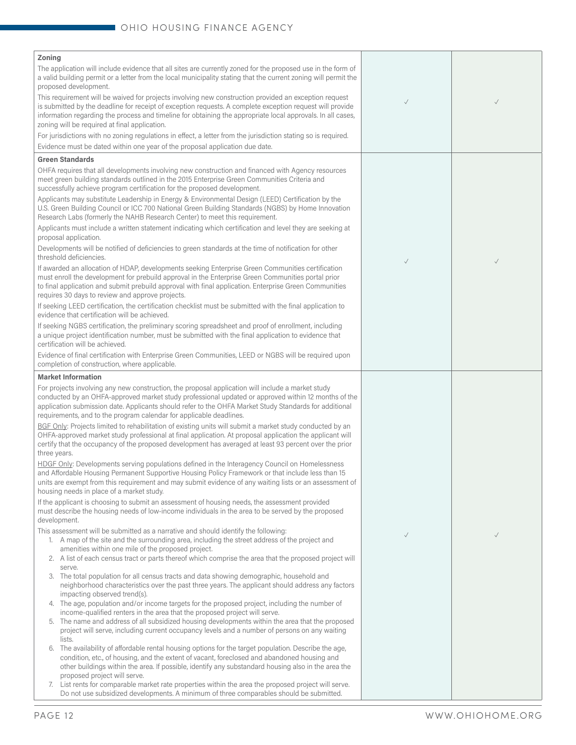| Requirement | | |
|---|---|---|
| **Zoning**<br>The application will include evidence that all sites are currently zoned for the proposed use in the form of a valid building permit or a letter from the local municipality stating that the current zoning will permit the proposed development.<br>This requirement will be waived for projects involving new construction provided an exception request is submitted by the deadline for receipt of exception requests. A complete exception request will provide information regarding the process and timeline for obtaining the appropriate local approvals. In all cases, zoning will be required at final application.<br>For jurisdictions with no zoning regulations in effect, a letter from the jurisdiction stating so is required.<br>Evidence must be dated within one year of the proposal application due date. | ✓ | ✓ |
| **Green Standards**<br>OHFA requires that all developments involving new construction and financed with Agency resources meet green building standards outlined in the 2015 Enterprise Green Communities Criteria and successfully achieve program certification for the proposed development.<br>Applicants may substitute Leadership in Energy & Environmental Design (LEED) Certification by the U.S. Green Building Council or ICC 700 National Green Building Standards (NGBS) by Home Innovation Research Labs (formerly the NAHB Research Center) to meet this requirement.<br>Applicants must include a written statement indicating which certification and level they are seeking at proposal application.<br>Developments will be notified of deficiencies to green standards at the time of notification for other threshold deficiencies.<br>If awarded an allocation of HDAP, developments seeking Enterprise Green Communities certification must enroll the development for prebuild approval in the Enterprise Green Communities portal prior to final application and submit prebuild approval with final application. Enterprise Green Communities requires 30 days to review and approve projects.<br>If seeking LEED certification, the certification checklist must be submitted with the final application to evidence that certification will be achieved.<br>If seeking NGBS certification, the preliminary scoring spreadsheet and proof of enrollment, including a unique project identification number, must be submitted with the final application to evidence that certification will be achieved.<br>Evidence of final certification with Enterprise Green Communities, LEED or NGBS will be required upon completion of construction, where applicable. | ✓ | ✓ |
| **Market Information**<br>For projects involving any new construction, the proposal application will include a market study conducted by an OHFA-approved market study professional updated or approved within 12 months of the application submission date. Applicants should refer to the OHFA Market Study Standards for additional requirements, and to the program calendar for applicable deadlines.<br><u>BGF Only</u>: Projects limited to rehabilitation of existing units will submit a market study conducted by an OHFA-approved market study professional at final application. At proposal application the applicant will certify that the occupancy of the proposed development has averaged at least 93 percent over the prior three years.<br><u>HDGF Only</u>: Developments serving populations defined in the Interagency Council on Homelessness and Affordable Housing Permanent Supportive Housing Policy Framework or that include less than 15 units are exempt from this requirement and may submit evidence of any waiting lists or an assessment of housing needs in place of a market study.<br>If the applicant is choosing to submit an assessment of housing needs, the assessment provided must describe the housing needs of low-income individuals in the area to be served by the proposed development.<br>This assessment will be submitted as a narrative and should identify the following:<br>1. A map of the site and the surrounding area, including the street address of the project and amenities within one mile of the proposed project.<br>2. A list of each census tract or parts thereof which comprise the area that the proposed project will serve.<br>3. The total population for all census tracts and data showing demographic, household and neighborhood characteristics over the past three years. The applicant should address any factors impacting observed trend(s).<br>4. The age, population and/or income targets for the proposed project, including the number of income-qualified renters in the area that the proposed project will serve.<br>5. The name and address of all subsidized housing developments within the area that the proposed project will serve, including current occupancy levels and a number of persons on any waiting lists.<br>6. The availability of affordable rental housing options for the target population. Describe the age, condition, etc., of housing, and the extent of vacant, foreclosed and abandoned housing and other buildings within the area. If possible, identify any substandard housing also in the area the proposed project will serve.<br>7. List rents for comparable market rate properties within the area the proposed project will serve. Do not use subsidized developments. A minimum of three comparables should be submitted. | ✓ | ✓ |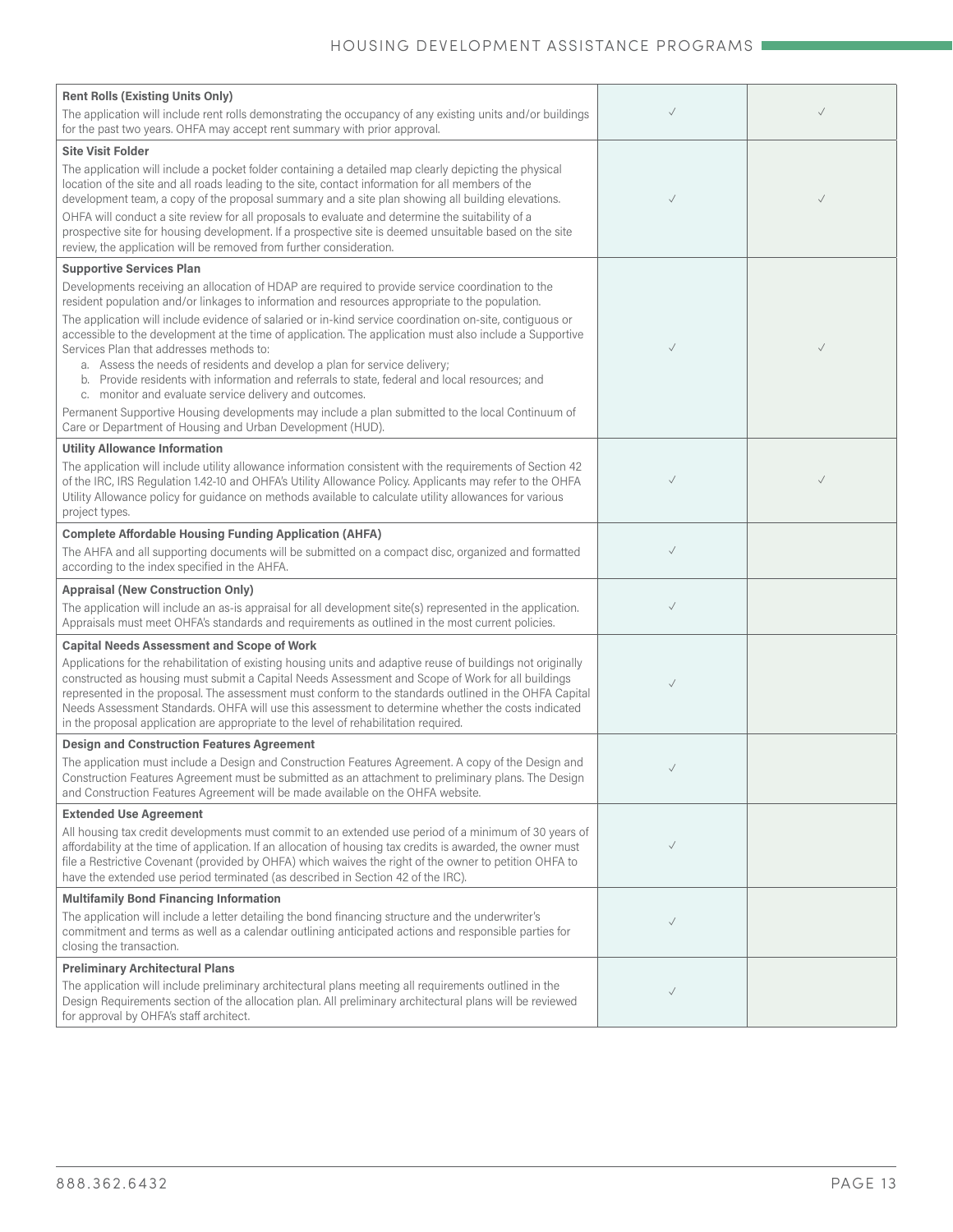| | | |
|---|---|---|
| **Rent Rolls (Existing Units Only)**<br>The application will include rent rolls demonstrating the occupancy of any existing units and/or buildings for the past two years. OHFA may accept rent summary with prior approval. | ✓ | ✓ |
| **Site Visit Folder**<br>The application will include a pocket folder containing a detailed map clearly depicting the physical location of the site and all roads leading to the site, contact information for all members of the development team, a copy of the proposal summary and a site plan showing all building elevations.<br>OHFA will conduct a site review for all proposals to evaluate and determine the suitability of a prospective site for housing development. If a prospective site is deemed unsuitable based on the site review, the application will be removed from further consideration. | ✓ | ✓ |
| **Supportive Services Plan**<br>Developments receiving an allocation of HDAP are required to provide service coordination to the resident population and/or linkages to information and resources appropriate to the population.<br>The application will include evidence of salaried or in-kind service coordination on-site, contiguous or accessible to the development at the time of application. The application must also include a Supportive Services Plan that addresses methods to:<br>a. Assess the needs of residents and develop a plan for service delivery;<br>b. Provide residents with information and referrals to state, federal and local resources; and<br>c. monitor and evaluate service delivery and outcomes.<br>Permanent Supportive Housing developments may include a plan submitted to the local Continuum of Care or Department of Housing and Urban Development (HUD). | ✓ | ✓ |
| **Utility Allowance Information**<br>The application will include utility allowance information consistent with the requirements of Section 42 of the IRC, IRS Regulation 1.42-10 and OHFA's Utility Allowance Policy. Applicants may refer to the OHFA Utility Allowance policy for guidance on methods available to calculate utility allowances for various project types. | ✓ | ✓ |
| **Complete Affordable Housing Funding Application (AHFA)**<br>The AHFA and all supporting documents will be submitted on a compact disc, organized and formatted according to the index specified in the AHFA. | ✓ | |
| **Appraisal (New Construction Only)**<br>The application will include an as-is appraisal for all development site(s) represented in the application. Appraisals must meet OHFA's standards and requirements as outlined in the most current policies. | ✓ | |
| **Capital Needs Assessment and Scope of Work**<br>Applications for the rehabilitation of existing housing units and adaptive reuse of buildings not originally constructed as housing must submit a Capital Needs Assessment and Scope of Work for all buildings represented in the proposal. The assessment must conform to the standards outlined in the OHFA Capital Needs Assessment Standards. OHFA will use this assessment to determine whether the costs indicated in the proposal application are appropriate to the level of rehabilitation required. | ✓ | |
| **Design and Construction Features Agreement**<br>The application must include a Design and Construction Features Agreement. A copy of the Design and Construction Features Agreement must be submitted as an attachment to preliminary plans. The Design and Construction Features Agreement will be made available on the OHFA website. | ✓ | |
| **Extended Use Agreement**<br>All housing tax credit developments must commit to an extended use period of a minimum of 30 years of affordability at the time of application. If an allocation of housing tax credits is awarded, the owner must file a Restrictive Covenant (provided by OHFA) which waives the right of the owner to petition OHFA to have the extended use period terminated (as described in Section 42 of the IRC). | ✓ | |
| **Multifamily Bond Financing Information**<br>The application will include a letter detailing the bond financing structure and the underwriter's commitment and terms as well as a calendar outlining anticipated actions and responsible parties for closing the transaction. | ✓ | |
| **Preliminary Architectural Plans**<br>The application will include preliminary architectural plans meeting all requirements outlined in the Design Requirements section of the allocation plan. All preliminary architectural plans will be reviewed for approval by OHFA's staff architect. | ✓ | |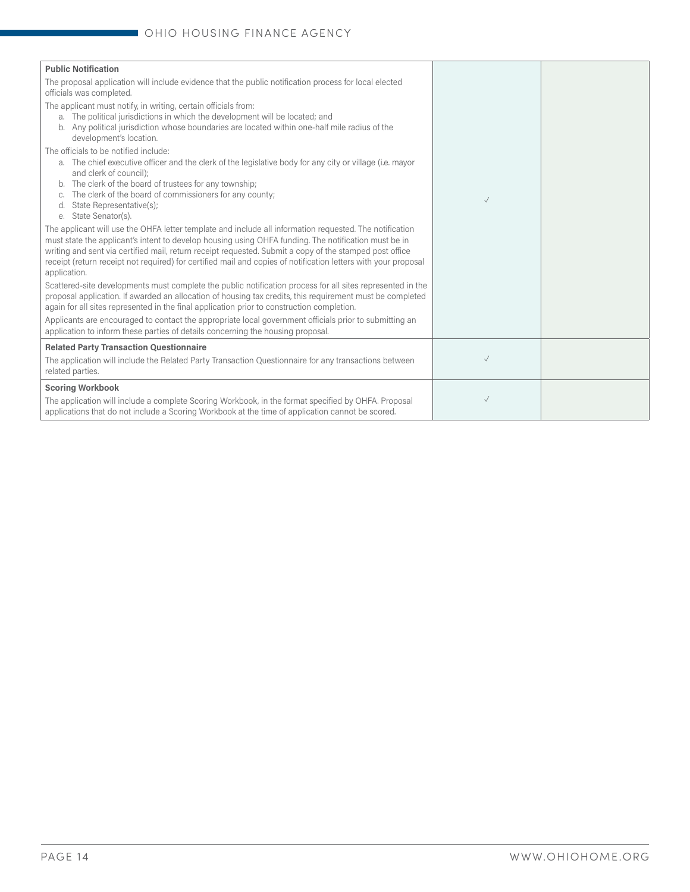| Requirement | | |
|---|---|---|
| **Public Notification**<br><br>The proposal application will include evidence that the public notification process for local elected officials was completed.<br><br>The applicant must notify, in writing, certain officials from:<br>a. The political jurisdictions in which the development will be located; and<br>b. Any political jurisdiction whose boundaries are located within one-half mile radius of the development's location.<br><br>The officials to be notified include:<br>a. The chief executive officer and the clerk of the legislative body for any city or village (i.e. mayor and clerk of council);<br>b. The clerk of the board of trustees for any township;<br>c. The clerk of the board of commissioners for any county;<br>d. State Representative(s);<br>e. State Senator(s).<br><br>The applicant will use the OHFA letter template and include all information requested. The notification must state the applicant's intent to develop housing using OHFA funding. The notification must be in writing and sent via certified mail, return receipt requested. Submit a copy of the stamped post office receipt (return receipt not required) for certified mail and copies of notification letters with your proposal application.<br><br>Scattered-site developments must complete the public notification process for all sites represented in the proposal application. If awarded an allocation of housing tax credits, this requirement must be completed again for all sites represented in the final application prior to construction completion.<br><br>Applicants are encouraged to contact the appropriate local government officials prior to submitting an application to inform these parties of details concerning the housing proposal. | ✓ | |
| **Related Party Transaction Questionnaire**<br><br>The application will include the Related Party Transaction Questionnaire for any transactions between related parties. | ✓ | |
| **Scoring Workbook**<br><br>The application will include a complete Scoring Workbook, in the format specified by OHFA. Proposal applications that do not include a Scoring Workbook at the time of application cannot be scored. | ✓ | |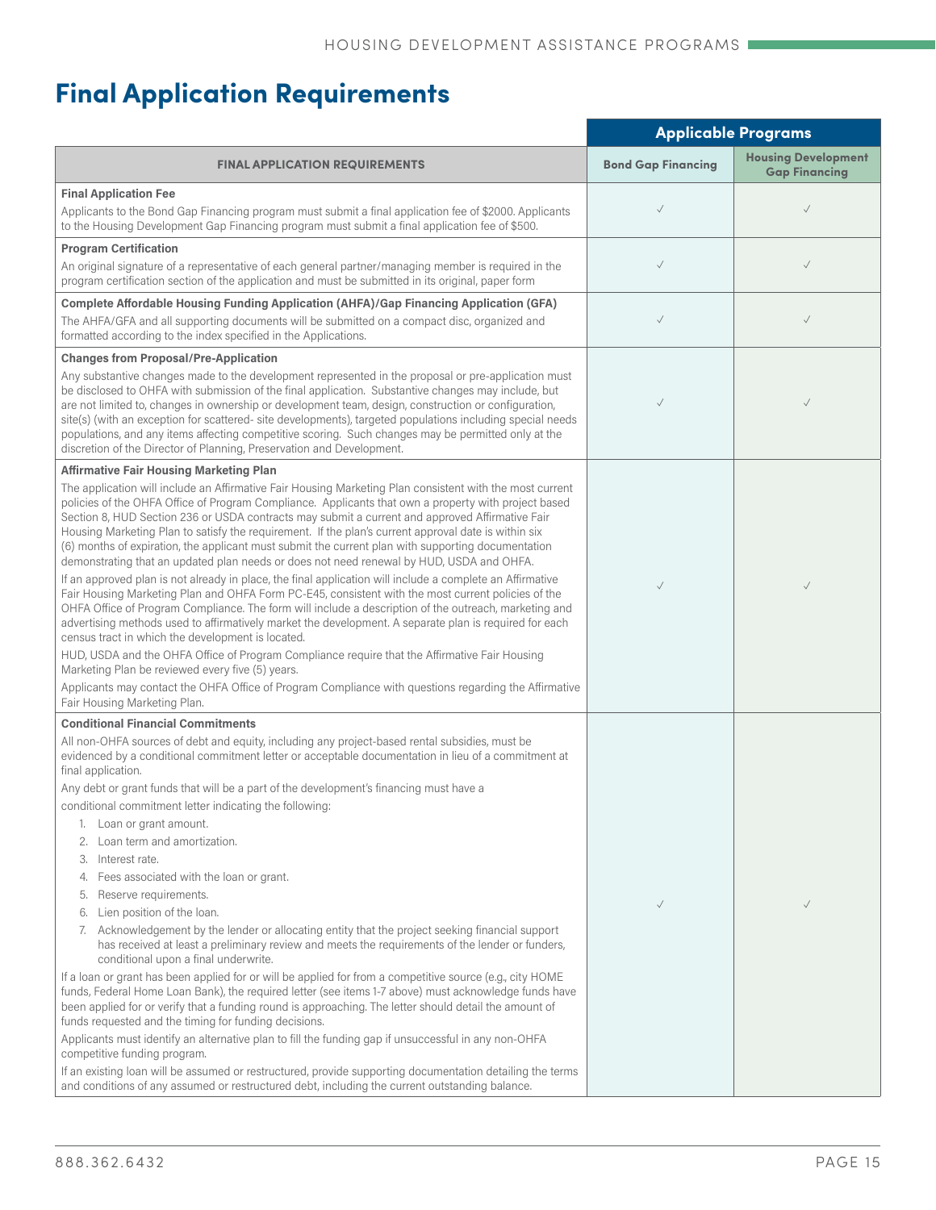# Final Application Requirements

| FINAL APPLICATION REQUIREMENTS | Applicable Programs: Bond Gap Financing | Applicable Programs: Housing Development Gap Financing |
|---|---|---|
| **Final Application Fee**<br>Applicants to the Bond Gap Financing program must submit a final application fee of $2000. Applicants to the Housing Development Gap Financing program must submit a final application fee of $500. | ✓ | ✓ |
| **Program Certification**<br>An original signature of a representative of each general partner/managing member is required in the program certification section of the application and must be submitted in its original, paper form | ✓ | ✓ |
| **Complete Affordable Housing Funding Application (AHFA)/Gap Financing Application (GFA)**<br>The AHFA/GFA and all supporting documents will be submitted on a compact disc, organized and formatted according to the index specified in the Applications. | ✓ | ✓ |
| **Changes from Proposal/Pre-Application**<br>Any substantive changes made to the development represented in the proposal or pre-application must be disclosed to OHFA with submission of the final application. Substantive changes may include, but are not limited to, changes in ownership or development team, design, construction or configuration, site(s) (with an exception for scattered- site developments), targeted populations including special needs populations, and any items affecting competitive scoring. Such changes may be permitted only at the discretion of the Director of Planning, Preservation and Development. | ✓ | ✓ |
| **Affirmative Fair Housing Marketing Plan**<br>The application will include an Affirmative Fair Housing Marketing Plan consistent with the most current policies of the OHFA Office of Program Compliance. Applicants that own a property with project based Section 8, HUD Section 236 or USDA contracts may submit a current and approved Affirmative Fair Housing Marketing Plan to satisfy the requirement. If the plan's current approval date is within six (6) months of expiration, the applicant must submit the current plan with supporting documentation demonstrating that an updated plan needs or does not need renewal by HUD, USDA and OHFA.<br>If an approved plan is not already in place, the final application will include a complete an Affirmative Fair Housing Marketing Plan and OHFA Form PC-E45, consistent with the most current policies of the OHFA Office of Program Compliance. The form will include a description of the outreach, marketing and advertising methods used to affirmatively market the development. A separate plan is required for each census tract in which the development is located.<br>HUD, USDA and the OHFA Office of Program Compliance require that the Affirmative Fair Housing Marketing Plan be reviewed every five (5) years.<br>Applicants may contact the OHFA Office of Program Compliance with questions regarding the Affirmative Fair Housing Marketing Plan. | ✓ | ✓ |
| **Conditional Financial Commitments**<br>All non-OHFA sources of debt and equity, including any project-based rental subsidies, must be evidenced by a conditional commitment letter or acceptable documentation in lieu of a commitment at final application.<br>Any debt or grant funds that will be a part of the development's financing must have a conditional commitment letter indicating the following:<br>1. Loan or grant amount.<br>2. Loan term and amortization.<br>3. Interest rate.<br>4. Fees associated with the loan or grant.<br>5. Reserve requirements.<br>6. Lien position of the loan.<br>7. Acknowledgement by the lender or allocating entity that the project seeking financial support has received at least a preliminary review and meets the requirements of the lender or funders, conditional upon a final underwrite.<br>If a loan or grant has been applied for or will be applied for from a competitive source (e.g., city HOME funds, Federal Home Loan Bank), the required letter (see items 1-7 above) must acknowledge funds have been applied for or verify that a funding round is approaching. The letter should detail the amount of funds requested and the timing for funding decisions.<br>Applicants must identify an alternative plan to fill the funding gap if unsuccessful in any non-OHFA competitive funding program.<br>If an existing loan will be assumed or restructured, provide supporting documentation detailing the terms and conditions of any assumed or restructured debt, including the current outstanding balance. | ✓ | ✓ |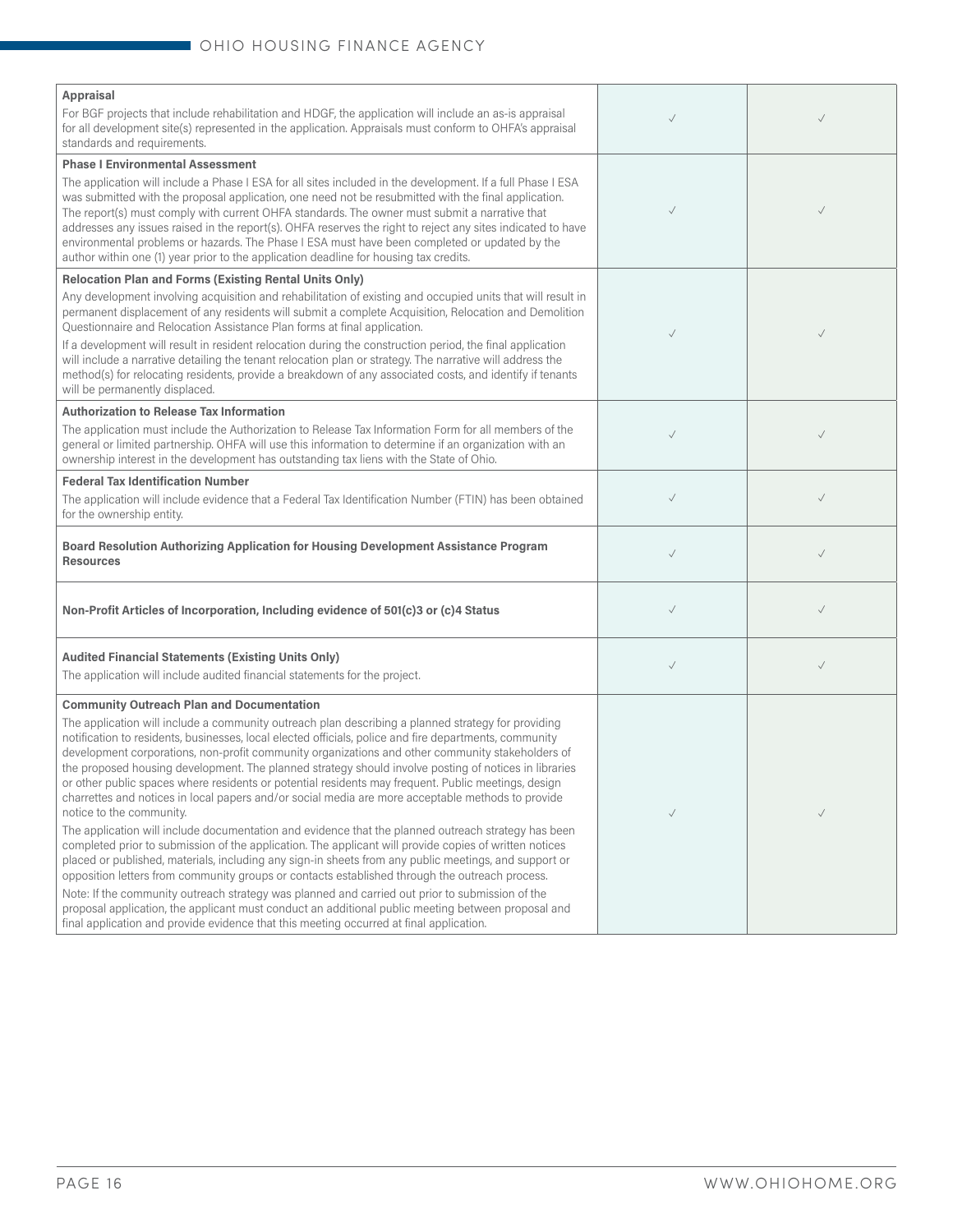| | | |
|---|---|---|
| **Appraisal**<br>For BGF projects that include rehabilitation and HDGF, the application will include an as-is appraisal for all development site(s) represented in the application. Appraisals must conform to OHFA's appraisal standards and requirements. | ✓ | ✓ |
| **Phase I Environmental Assessment**<br>The application will include a Phase I ESA for all sites included in the development. If a full Phase I ESA was submitted with the proposal application, one need not be resubmitted with the final application. The report(s) must comply with current OHFA standards. The owner must submit a narrative that addresses any issues raised in the report(s). OHFA reserves the right to reject any sites indicated to have environmental problems or hazards. The Phase I ESA must have been completed or updated by the author within one (1) year prior to the application deadline for housing tax credits. | ✓ | ✓ |
| **Relocation Plan and Forms (Existing Rental Units Only)**<br>Any development involving acquisition and rehabilitation of existing and occupied units that will result in permanent displacement of any residents will submit a complete Acquisition, Relocation and Demolition Questionnaire and Relocation Assistance Plan forms at final application.<br>If a development will result in resident relocation during the construction period, the final application will include a narrative detailing the tenant relocation plan or strategy. The narrative will address the method(s) for relocating residents, provide a breakdown of any associated costs, and identify if tenants will be permanently displaced. | ✓ | ✓ |
| **Authorization to Release Tax Information**<br>The application must include the Authorization to Release Tax Information Form for all members of the general or limited partnership. OHFA will use this information to determine if an organization with an ownership interest in the development has outstanding tax liens with the State of Ohio. | ✓ | ✓ |
| **Federal Tax Identification Number**<br>The application will include evidence that a Federal Tax Identification Number (FTIN) has been obtained for the ownership entity. | ✓ | ✓ |
| **Board Resolution Authorizing Application for Housing Development Assistance Program Resources** | ✓ | ✓ |
| **Non-Profit Articles of Incorporation, Including evidence of 501(c)3 or (c)4 Status** | ✓ | ✓ |
| **Audited Financial Statements (Existing Units Only)**<br>The application will include audited financial statements for the project. | ✓ | ✓ |
| **Community Outreach Plan and Documentation**<br>The application will include a community outreach plan describing a planned strategy for providing notification to residents, businesses, local elected officials, police and fire departments, community development corporations, non-profit community organizations and other community stakeholders of the proposed housing development. The planned strategy should involve posting of notices in libraries or other public spaces where residents or potential residents may frequent. Public meetings, design charrettes and notices in local papers and/or social media are more acceptable methods to provide notice to the community.<br>The application will include documentation and evidence that the planned outreach strategy has been completed prior to submission of the application. The applicant will provide copies of written notices placed or published, materials, including any sign-in sheets from any public meetings, and support or opposition letters from community groups or contacts established through the outreach process.<br>Note: If the community outreach strategy was planned and carried out prior to submission of the proposal application, the applicant must conduct an additional public meeting between proposal and final application and provide evidence that this meeting occurred at final application. | ✓ | ✓ |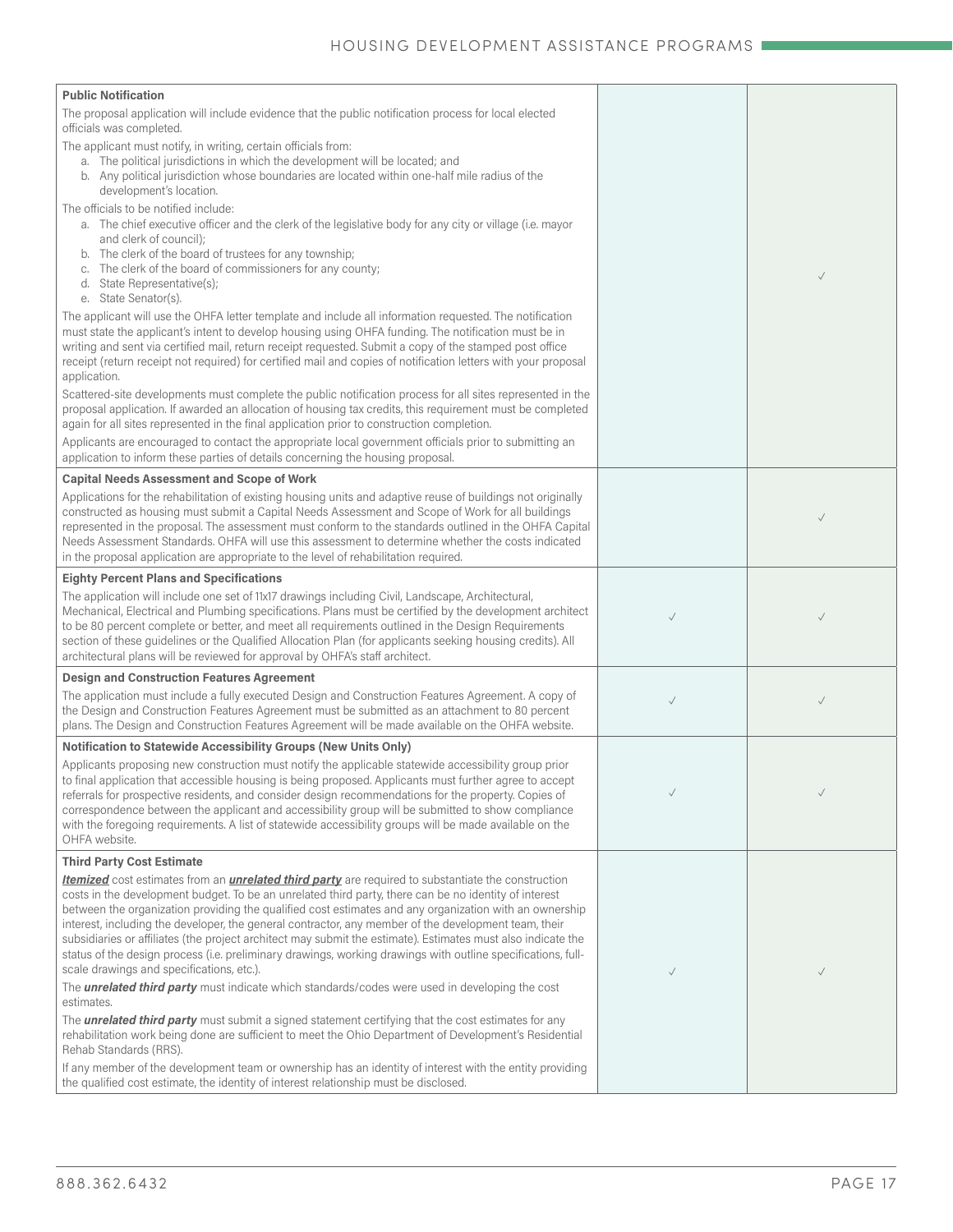| Requirement | | |
|---|---|---|
| **Public Notification**<br>The proposal application will include evidence that the public notification process for local elected officials was completed.<br>The applicant must notify, in writing, certain officials from:<br>a. The political jurisdictions in which the development will be located; and<br>b. Any political jurisdiction whose boundaries are located within one-half mile radius of the development's location.<br>The officials to be notified include:<br>a. The chief executive officer and the clerk of the legislative body for any city or village (i.e. mayor and clerk of council);<br>b. The clerk of the board of trustees for any township;<br>c. The clerk of the board of commissioners for any county;<br>d. State Representative(s);<br>e. State Senator(s).<br>The applicant will use the OHFA letter template and include all information requested. The notification must state the applicant's intent to develop housing using OHFA funding. The notification must be in writing and sent via certified mail, return receipt requested. Submit a copy of the stamped post office receipt (return receipt not required) for certified mail and copies of notification letters with your proposal application.<br>Scattered-site developments must complete the public notification process for all sites represented in the proposal application. If awarded an allocation of housing tax credits, this requirement must be completed again for all sites represented in the final application prior to construction completion.<br>Applicants are encouraged to contact the appropriate local government officials prior to submitting an application to inform these parties of details concerning the housing proposal. | | ✓ |
| **Capital Needs Assessment and Scope of Work**<br>Applications for the rehabilitation of existing housing units and adaptive reuse of buildings not originally constructed as housing must submit a Capital Needs Assessment and Scope of Work for all buildings represented in the proposal. The assessment must conform to the standards outlined in the OHFA Capital Needs Assessment Standards. OHFA will use this assessment to determine whether the costs indicated in the proposal application are appropriate to the level of rehabilitation required. | | ✓ |
| **Eighty Percent Plans and Specifications**<br>The application will include one set of 11x17 drawings including Civil, Landscape, Architectural, Mechanical, Electrical and Plumbing specifications. Plans must be certified by the development architect to be 80 percent complete or better, and meet all requirements outlined in the Design Requirements section of these guidelines or the Qualified Allocation Plan (for applicants seeking housing credits). All architectural plans will be reviewed for approval by OHFA's staff architect. | ✓ | ✓ |
| **Design and Construction Features Agreement**<br>The application must include a fully executed Design and Construction Features Agreement. A copy of the Design and Construction Features Agreement must be submitted as an attachment to 80 percent plans. The Design and Construction Features Agreement will be made available on the OHFA website. | ✓ | ✓ |
| **Notification to Statewide Accessibility Groups (New Units Only)**<br>Applicants proposing new construction must notify the applicable statewide accessibility group prior to final application that accessible housing is being proposed. Applicants must further agree to accept referrals for prospective residents, and consider design recommendations for the property. Copies of correspondence between the applicant and accessibility group will be submitted to show compliance with the foregoing requirements. A list of statewide accessibility groups will be made available on the OHFA website. | ✓ | ✓ |
| **Third Party Cost Estimate**<br>***Itemized*** cost estimates from an ***unrelated third party*** are required to substantiate the construction costs in the development budget. To be an unrelated third party, there can be no identity of interest between the organization providing the qualified cost estimates and any organization with an ownership interest, including the developer, the general contractor, any member of the development team, their subsidiaries or affiliates (the project architect may submit the estimate). Estimates must also indicate the status of the design process (i.e. preliminary drawings, working drawings with outline specifications, full-scale drawings and specifications, etc.).<br>The ***unrelated third party*** must indicate which standards/codes were used in developing the cost estimates.<br>The ***unrelated third party*** must submit a signed statement certifying that the cost estimates for any rehabilitation work being done are sufficient to meet the Ohio Department of Development's Residential Rehab Standards (RRS).<br>If any member of the development team or ownership has an identity of interest with the entity providing the qualified cost estimate, the identity of interest relationship must be disclosed. | ✓ | ✓ |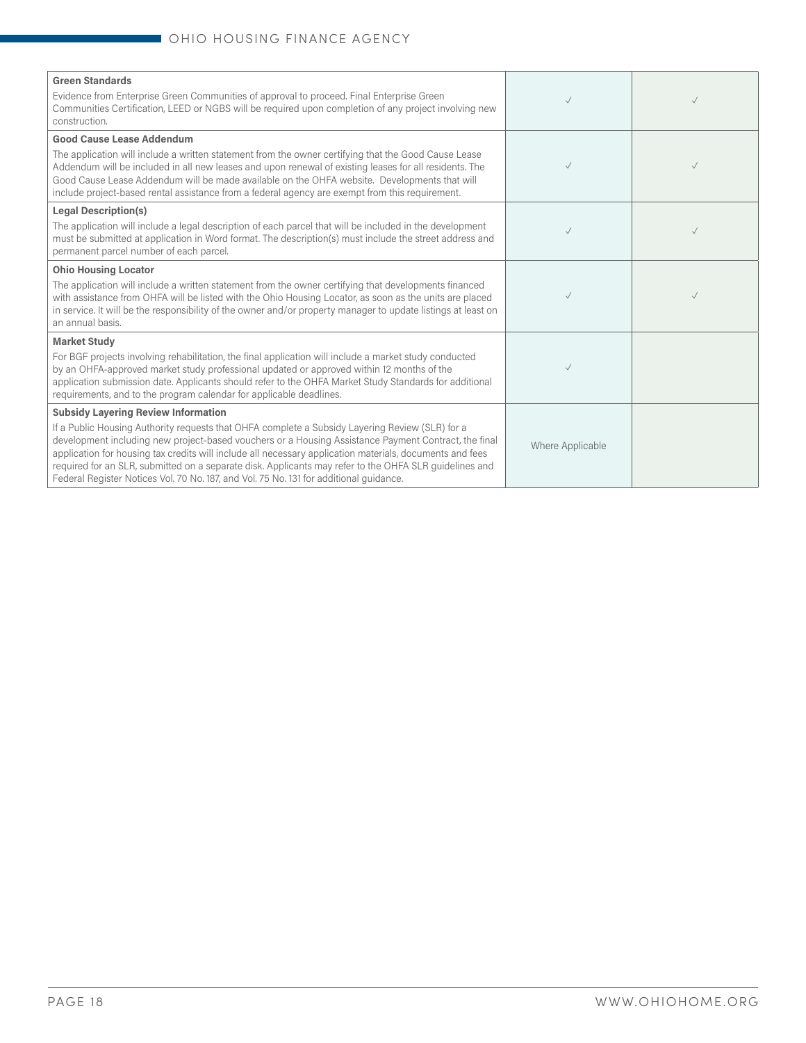| | | |
|---|---|---|
| **Green Standards**<br>Evidence from Enterprise Green Communities of approval to proceed. Final Enterprise Green Communities Certification, LEED or NGBS will be required upon completion of any project involving new construction. | ✓ | ✓ |
| **Good Cause Lease Addendum**<br>The application will include a written statement from the owner certifying that the Good Cause Lease Addendum will be included in all new leases and upon renewal of existing leases for all residents. The Good Cause Lease Addendum will be made available on the OHFA website. Developments that will include project-based rental assistance from a federal agency are exempt from this requirement. | ✓ | ✓ |
| **Legal Description(s)**<br>The application will include a legal description of each parcel that will be included in the development must be submitted at application in Word format. The description(s) must include the street address and permanent parcel number of each parcel. | ✓ | ✓ |
| **Ohio Housing Locator**<br>The application will include a written statement from the owner certifying that developments financed with assistance from OHFA will be listed with the Ohio Housing Locator, as soon as the units are placed in service. It will be the responsibility of the owner and/or property manager to update listings at least on an annual basis. | ✓ | ✓ |
| **Market Study**<br>For BGF projects involving rehabilitation, the final application will include a market study conducted by an OHFA-approved market study professional updated or approved within 12 months of the application submission date. Applicants should refer to the OHFA Market Study Standards for additional requirements, and to the program calendar for applicable deadlines. | ✓ | |
| **Subsidy Layering Review Information**<br>If a Public Housing Authority requests that OHFA complete a Subsidy Layering Review (SLR) for a development including new project-based vouchers or a Housing Assistance Payment Contract, the final application for housing tax credits will include all necessary application materials, documents and fees required for an SLR, submitted on a separate disk. Applicants may refer to the OHFA SLR guidelines and Federal Register Notices Vol. 70 No. 187, and Vol. 75 No. 131 for additional guidance. | Where Applicable | |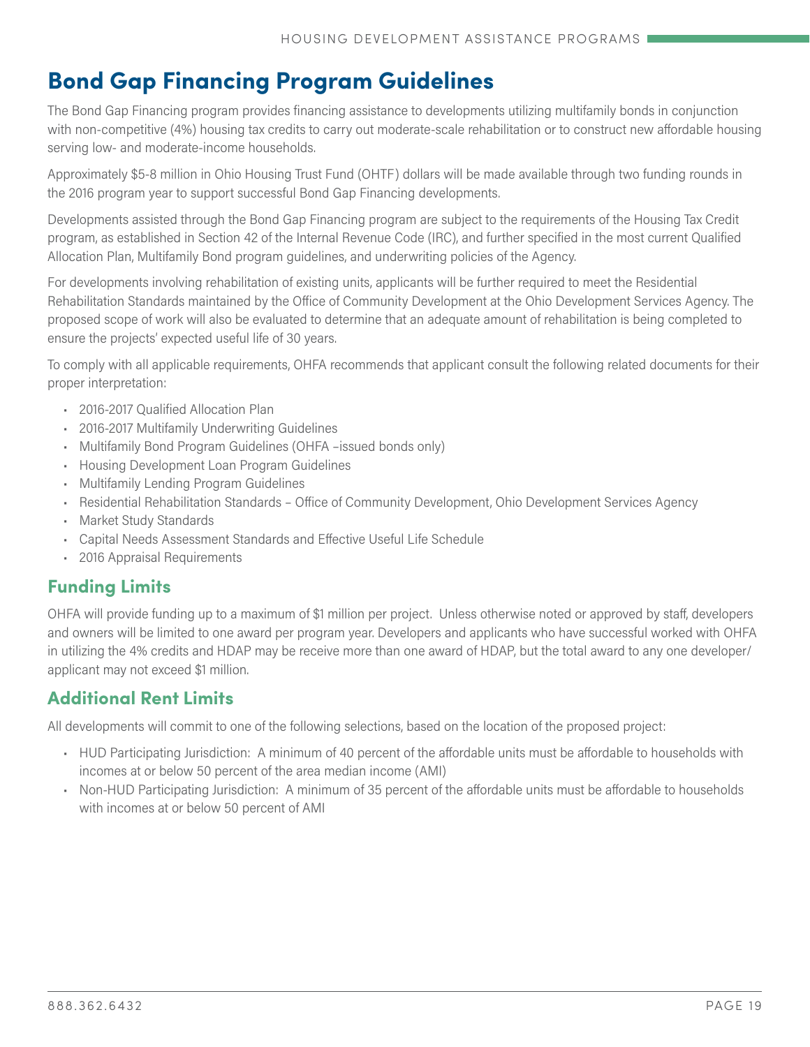# Bond Gap Financing Program Guidelines

The Bond Gap Financing program provides financing assistance to developments utilizing multifamily bonds in conjunction with non-competitive (4%) housing tax credits to carry out moderate-scale rehabilitation or to construct new affordable housing serving low- and moderate-income households.

Approximately $5-8 million in Ohio Housing Trust Fund (OHTF) dollars will be made available through two funding rounds in the 2016 program year to support successful Bond Gap Financing developments.

Developments assisted through the Bond Gap Financing program are subject to the requirements of the Housing Tax Credit program, as established in Section 42 of the Internal Revenue Code (IRC), and further specified in the most current Qualified Allocation Plan, Multifamily Bond program guidelines, and underwriting policies of the Agency.

For developments involving rehabilitation of existing units, applicants will be further required to meet the Residential Rehabilitation Standards maintained by the Office of Community Development at the Ohio Development Services Agency. The proposed scope of work will also be evaluated to determine that an adequate amount of rehabilitation is being completed to ensure the projects' expected useful life of 30 years.

To comply with all applicable requirements, OHFA recommends that applicant consult the following related documents for their proper interpretation:

- 2016-2017 Qualified Allocation Plan
- 2016-2017 Multifamily Underwriting Guidelines
- Multifamily Bond Program Guidelines (OHFA –issued bonds only)
- Housing Development Loan Program Guidelines
- Multifamily Lending Program Guidelines
- Residential Rehabilitation Standards – Office of Community Development, Ohio Development Services Agency
- Market Study Standards
- Capital Needs Assessment Standards and Effective Useful Life Schedule
- 2016 Appraisal Requirements

## Funding Limits

OHFA will provide funding up to a maximum of $1 million per project. Unless otherwise noted or approved by staff, developers and owners will be limited to one award per program year. Developers and applicants who have successful worked with OHFA in utilizing the 4% credits and HDAP may be receive more than one award of HDAP, but the total award to any one developer/ applicant may not exceed $1 million.

## Additional Rent Limits

All developments will commit to one of the following selections, based on the location of the proposed project:

- HUD Participating Jurisdiction: A minimum of 40 percent of the affordable units must be affordable to households with incomes at or below 50 percent of the area median income (AMI)
- Non-HUD Participating Jurisdiction: A minimum of 35 percent of the affordable units must be affordable to households with incomes at or below 50 percent of AMI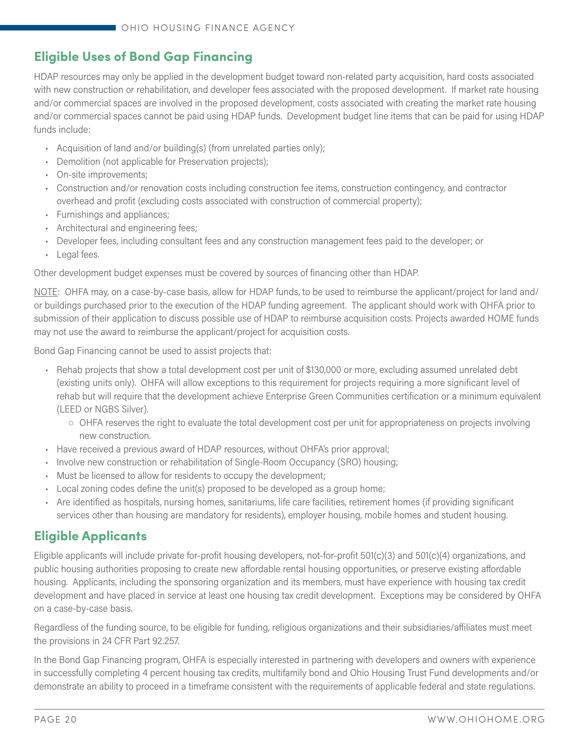## Eligible Uses of Bond Gap Financing

HDAP resources may only be applied in the development budget toward non-related party acquisition, hard costs associated with new construction or rehabilitation, and developer fees associated with the proposed development. If market rate housing and/or commercial spaces are involved in the proposed development, costs associated with creating the market rate housing and/or commercial spaces cannot be paid using HDAP funds. Development budget line items that can be paid for using HDAP funds include:

- Acquisition of land and/or building(s) (from unrelated parties only);
- Demolition (not applicable for Preservation projects);
- On-site improvements;
- Construction and/or renovation costs including construction fee items, construction contingency, and contractor overhead and profit (excluding costs associated with construction of commercial property);
- Furnishings and appliances;
- Architectural and engineering fees;
- Developer fees, including consultant fees and any construction management fees paid to the developer; or
- Legal fees.

Other development budget expenses must be covered by sources of financing other than HDAP.

NOTE: OHFA may, on a case-by-case basis, allow for HDAP funds, to be used to reimburse the applicant/project for land and/or buildings purchased prior to the execution of the HDAP funding agreement. The applicant should work with OHFA prior to submission of their application to discuss possible use of HDAP to reimburse acquisition costs. Projects awarded HOME funds may not use the award to reimburse the applicant/project for acquisition costs.

Bond Gap Financing cannot be used to assist projects that:

- Rehab projects that show a total development cost per unit of $130,000 or more, excluding assumed unrelated debt (existing units only). OHFA will allow exceptions to this requirement for projects requiring a more significant level of rehab but will require that the development achieve Enterprise Green Communities certification or a minimum equivalent (LEED or NGBS Silver).
  - OHFA reserves the right to evaluate the total development cost per unit for appropriateness on projects involving new construction.
- Have received a previous award of HDAP resources, without OHFA's prior approval;
- Involve new construction or rehabilitation of Single-Room Occupancy (SRO) housing;
- Must be licensed to allow for residents to occupy the development;
- Local zoning codes define the unit(s) proposed to be developed as a group home;
- Are identified as hospitals, nursing homes, sanitariums, life care facilities, retirement homes (if providing significant services other than housing are mandatory for residents), employer housing, mobile homes and student housing.

## Eligible Applicants

Eligible applicants will include private for-profit housing developers, not-for-profit 501(c)(3) and 501(c)(4) organizations, and public housing authorities proposing to create new affordable rental housing opportunities, or preserve existing affordable housing. Applicants, including the sponsoring organization and its members, must have experience with housing tax credit development and have placed in service at least one housing tax credit development. Exceptions may be considered by OHFA on a case-by-case basis.

Regardless of the funding source, to be eligible for funding, religious organizations and their subsidiaries/affiliates must meet the provisions in 24 CFR Part 92.257.

In the Bond Gap Financing program, OHFA is especially interested in partnering with developers and owners with experience in successfully completing 4 percent housing tax credits, multifamily bond and Ohio Housing Trust Fund developments and/or demonstrate an ability to proceed in a timeframe consistent with the requirements of applicable federal and state regulations.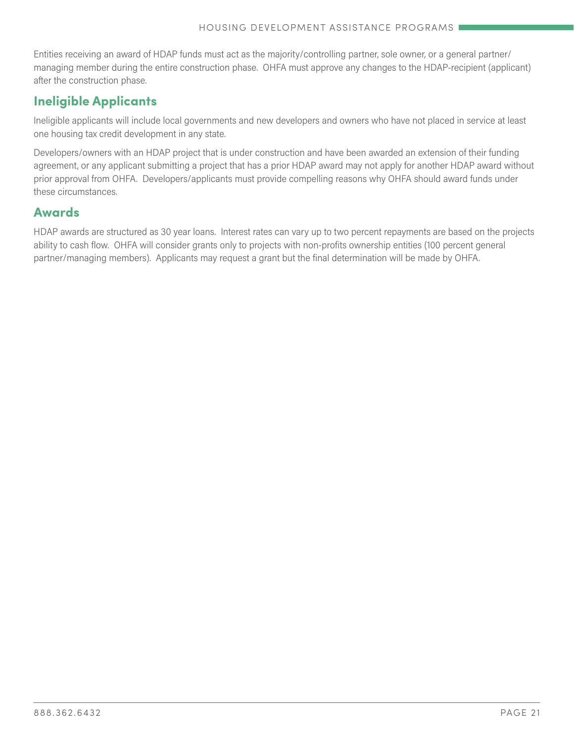Entities receiving an award of HDAP funds must act as the majority/controlling partner, sole owner, or a general partner/managing member during the entire construction phase. OHFA must approve any changes to the HDAP-recipient (applicant) after the construction phase.

## Ineligible Applicants

Ineligible applicants will include local governments and new developers and owners who have not placed in service at least one housing tax credit development in any state.

Developers/owners with an HDAP project that is under construction and have been awarded an extension of their funding agreement, or any applicant submitting a project that has a prior HDAP award may not apply for another HDAP award without prior approval from OHFA. Developers/applicants must provide compelling reasons why OHFA should award funds under these circumstances.

## Awards

HDAP awards are structured as 30 year loans. Interest rates can vary up to two percent repayments are based on the projects ability to cash flow. OHFA will consider grants only to projects with non-profits ownership entities (100 percent general partner/managing members). Applicants may request a grant but the final determination will be made by OHFA.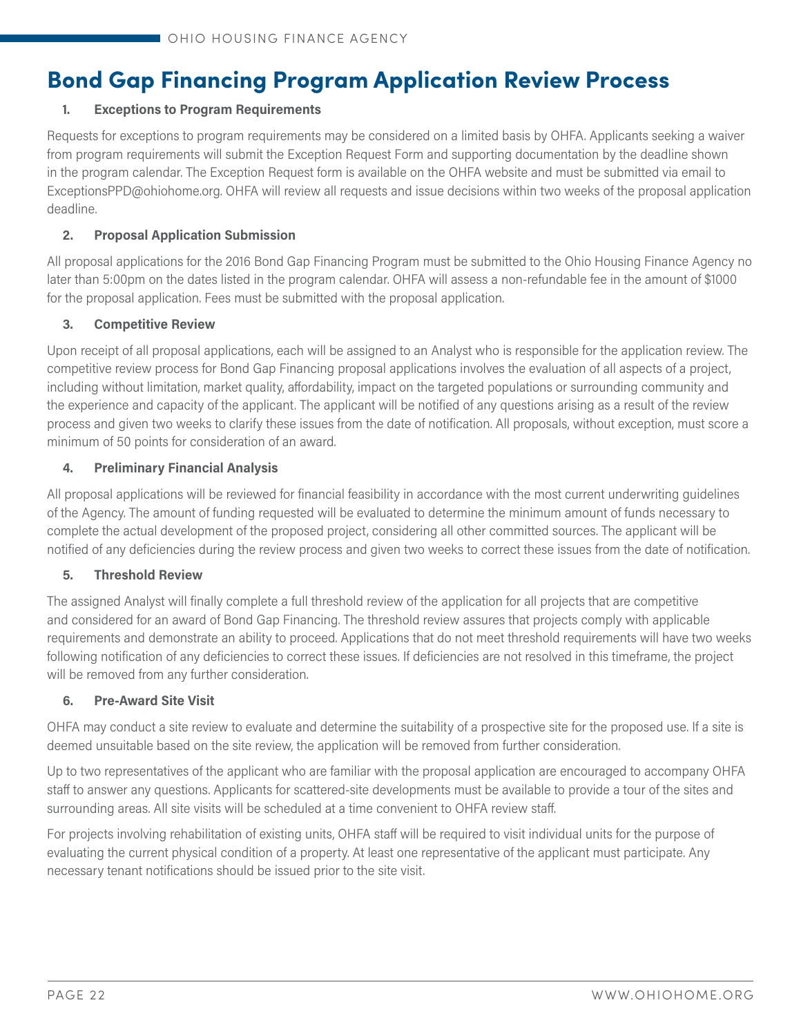# Bond Gap Financing Program Application Review Process

1. **Exceptions to Program Requirements**

Requests for exceptions to program requirements may be considered on a limited basis by OHFA. Applicants seeking a waiver from program requirements will submit the Exception Request Form and supporting documentation by the deadline shown in the program calendar. The Exception Request form is available on the OHFA website and must be submitted via email to ExceptionsPPD@ohiohome.org. OHFA will review all requests and issue decisions within two weeks of the proposal application deadline.

2. **Proposal Application Submission**

All proposal applications for the 2016 Bond Gap Financing Program must be submitted to the Ohio Housing Finance Agency no later than 5:00pm on the dates listed in the program calendar. OHFA will assess a non-refundable fee in the amount of $1000 for the proposal application. Fees must be submitted with the proposal application.

3. **Competitive Review**

Upon receipt of all proposal applications, each will be assigned to an Analyst who is responsible for the application review. The competitive review process for Bond Gap Financing proposal applications involves the evaluation of all aspects of a project, including without limitation, market quality, affordability, impact on the targeted populations or surrounding community and the experience and capacity of the applicant. The applicant will be notified of any questions arising as a result of the review process and given two weeks to clarify these issues from the date of notification. All proposals, without exception, must score a minimum of 50 points for consideration of an award.

4. **Preliminary Financial Analysis**

All proposal applications will be reviewed for financial feasibility in accordance with the most current underwriting guidelines of the Agency. The amount of funding requested will be evaluated to determine the minimum amount of funds necessary to complete the actual development of the proposed project, considering all other committed sources. The applicant will be notified of any deficiencies during the review process and given two weeks to correct these issues from the date of notification.

5. **Threshold Review**

The assigned Analyst will finally complete a full threshold review of the application for all projects that are competitive and considered for an award of Bond Gap Financing. The threshold review assures that projects comply with applicable requirements and demonstrate an ability to proceed. Applications that do not meet threshold requirements will have two weeks following notification of any deficiencies to correct these issues. If deficiencies are not resolved in this timeframe, the project will be removed from any further consideration.

6. **Pre-Award Site Visit**

OHFA may conduct a site review to evaluate and determine the suitability of a prospective site for the proposed use. If a site is deemed unsuitable based on the site review, the application will be removed from further consideration.

Up to two representatives of the applicant who are familiar with the proposal application are encouraged to accompany OHFA staff to answer any questions. Applicants for scattered-site developments must be available to provide a tour of the sites and surrounding areas. All site visits will be scheduled at a time convenient to OHFA review staff.

For projects involving rehabilitation of existing units, OHFA staff will be required to visit individual units for the purpose of evaluating the current physical condition of a property. At least one representative of the applicant must participate. Any necessary tenant notifications should be issued prior to the site visit.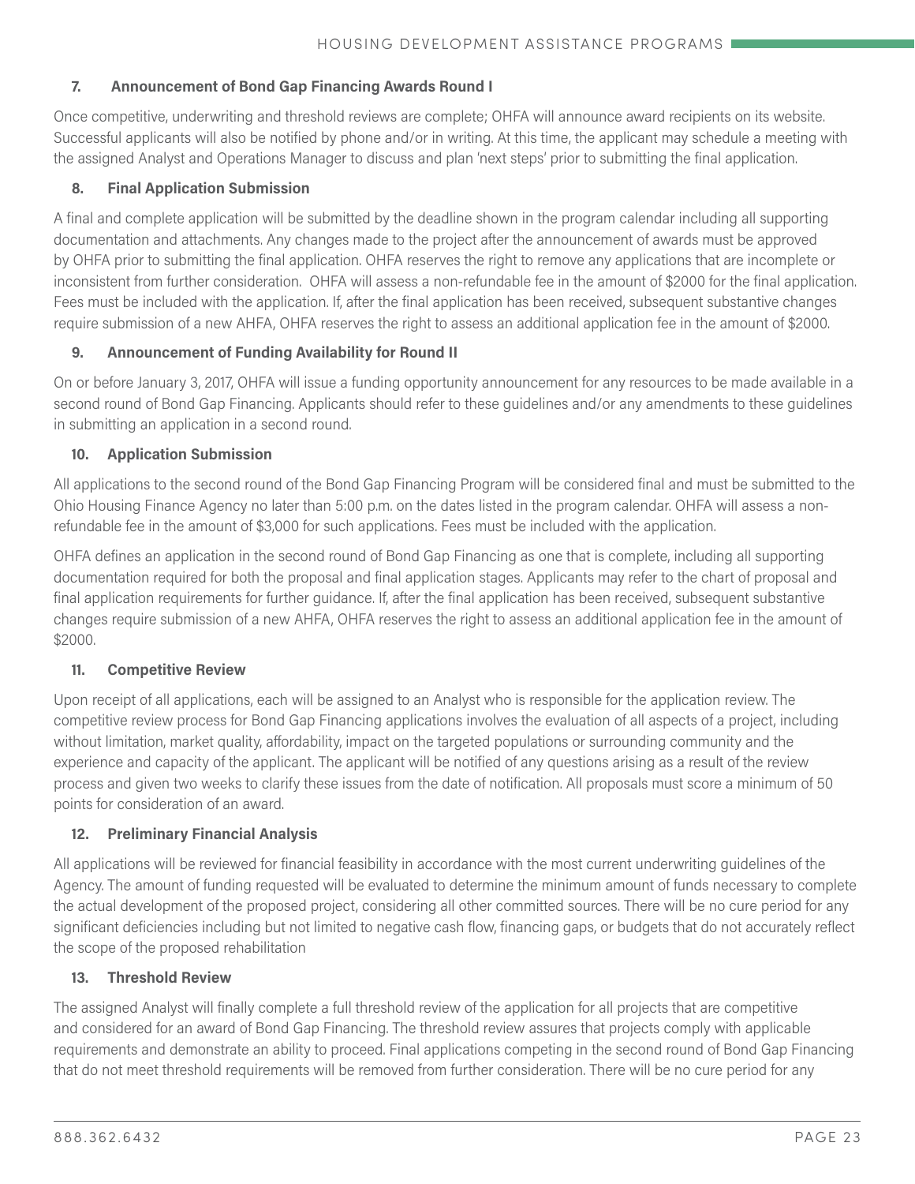### 7. Announcement of Bond Gap Financing Awards Round I

Once competitive, underwriting and threshold reviews are complete; OHFA will announce award recipients on its website. Successful applicants will also be notified by phone and/or in writing. At this time, the applicant may schedule a meeting with the assigned Analyst and Operations Manager to discuss and plan 'next steps' prior to submitting the final application.

### 8. Final Application Submission

A final and complete application will be submitted by the deadline shown in the program calendar including all supporting documentation and attachments. Any changes made to the project after the announcement of awards must be approved by OHFA prior to submitting the final application. OHFA reserves the right to remove any applications that are incomplete or inconsistent from further consideration. OHFA will assess a non-refundable fee in the amount of $2000 for the final application. Fees must be included with the application. If, after the final application has been received, subsequent substantive changes require submission of a new AHFA, OHFA reserves the right to assess an additional application fee in the amount of $2000.

### 9. Announcement of Funding Availability for Round II

On or before January 3, 2017, OHFA will issue a funding opportunity announcement for any resources to be made available in a second round of Bond Gap Financing. Applicants should refer to these guidelines and/or any amendments to these guidelines in submitting an application in a second round.

### 10. Application Submission

All applications to the second round of the Bond Gap Financing Program will be considered final and must be submitted to the Ohio Housing Finance Agency no later than 5:00 p.m. on the dates listed in the program calendar. OHFA will assess a non-refundable fee in the amount of $3,000 for such applications. Fees must be included with the application.

OHFA defines an application in the second round of Bond Gap Financing as one that is complete, including all supporting documentation required for both the proposal and final application stages. Applicants may refer to the chart of proposal and final application requirements for further guidance. If, after the final application has been received, subsequent substantive changes require submission of a new AHFA, OHFA reserves the right to assess an additional application fee in the amount of $2000.

### 11. Competitive Review

Upon receipt of all applications, each will be assigned to an Analyst who is responsible for the application review. The competitive review process for Bond Gap Financing applications involves the evaluation of all aspects of a project, including without limitation, market quality, affordability, impact on the targeted populations or surrounding community and the experience and capacity of the applicant. The applicant will be notified of any questions arising as a result of the review process and given two weeks to clarify these issues from the date of notification. All proposals must score a minimum of 50 points for consideration of an award.

### 12. Preliminary Financial Analysis

All applications will be reviewed for financial feasibility in accordance with the most current underwriting guidelines of the Agency. The amount of funding requested will be evaluated to determine the minimum amount of funds necessary to complete the actual development of the proposed project, considering all other committed sources. There will be no cure period for any significant deficiencies including but not limited to negative cash flow, financing gaps, or budgets that do not accurately reflect the scope of the proposed rehabilitation

### 13. Threshold Review

The assigned Analyst will finally complete a full threshold review of the application for all projects that are competitive and considered for an award of Bond Gap Financing. The threshold review assures that projects comply with applicable requirements and demonstrate an ability to proceed. Final applications competing in the second round of Bond Gap Financing that do not meet threshold requirements will be removed from further consideration. There will be no cure period for any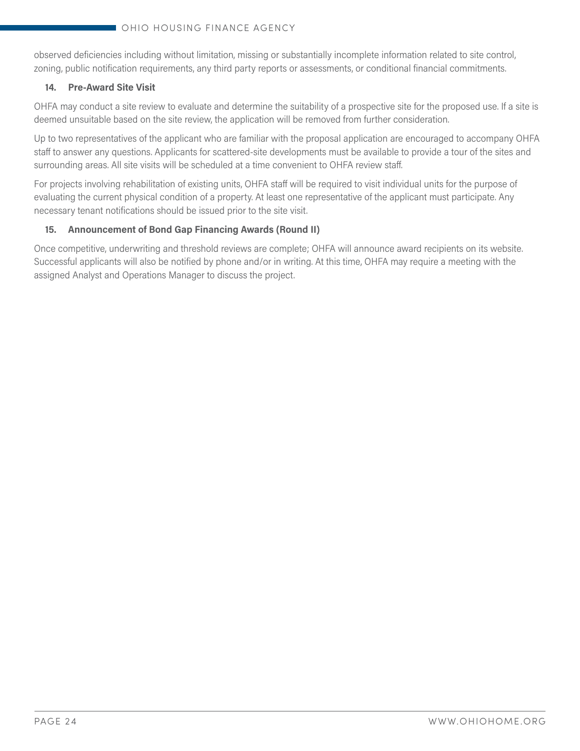observed deficiencies including without limitation, missing or substantially incomplete information related to site control, zoning, public notification requirements, any third party reports or assessments, or conditional financial commitments.

### 14. Pre-Award Site Visit

OHFA may conduct a site review to evaluate and determine the suitability of a prospective site for the proposed use. If a site is deemed unsuitable based on the site review, the application will be removed from further consideration.

Up to two representatives of the applicant who are familiar with the proposal application are encouraged to accompany OHFA staff to answer any questions. Applicants for scattered-site developments must be available to provide a tour of the sites and surrounding areas. All site visits will be scheduled at a time convenient to OHFA review staff.

For projects involving rehabilitation of existing units, OHFA staff will be required to visit individual units for the purpose of evaluating the current physical condition of a property. At least one representative of the applicant must participate. Any necessary tenant notifications should be issued prior to the site visit.

### 15. Announcement of Bond Gap Financing Awards (Round II)

Once competitive, underwriting and threshold reviews are complete; OHFA will announce award recipients on its website. Successful applicants will also be notified by phone and/or in writing. At this time, OHFA may require a meeting with the assigned Analyst and Operations Manager to discuss the project.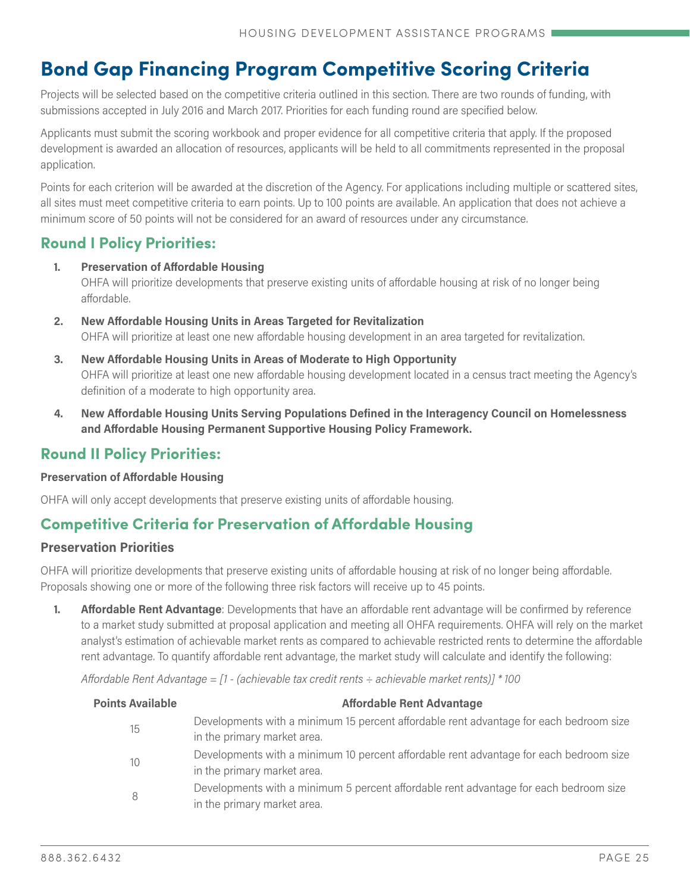# Bond Gap Financing Program Competitive Scoring Criteria

Projects will be selected based on the competitive criteria outlined in this section. There are two rounds of funding, with submissions accepted in July 2016 and March 2017. Priorities for each funding round are specified below.

Applicants must submit the scoring workbook and proper evidence for all competitive criteria that apply. If the proposed development is awarded an allocation of resources, applicants will be held to all commitments represented in the proposal application.

Points for each criterion will be awarded at the discretion of the Agency. For applications including multiple or scattered sites, all sites must meet competitive criteria to earn points. Up to 100 points are available. An application that does not achieve a minimum score of 50 points will not be considered for an award of resources under any circumstance.

## Round I Policy Priorities:

1. **Preservation of Affordable Housing**
   OHFA will prioritize developments that preserve existing units of affordable housing at risk of no longer being affordable.
2. **New Affordable Housing Units in Areas Targeted for Revitalization**
   OHFA will prioritize at least one new affordable housing development in an area targeted for revitalization.
3. **New Affordable Housing Units in Areas of Moderate to High Opportunity**
   OHFA will prioritize at least one new affordable housing development located in a census tract meeting the Agency's definition of a moderate to high opportunity area.
4. **New Affordable Housing Units Serving Populations Defined in the Interagency Council on Homelessness and Affordable Housing Permanent Supportive Housing Policy Framework.**

## Round II Policy Priorities:

**Preservation of Affordable Housing**

OHFA will only accept developments that preserve existing units of affordable housing.

## Competitive Criteria for Preservation of Affordable Housing

### Preservation Priorities

OHFA will prioritize developments that preserve existing units of affordable housing at risk of no longer being affordable. Proposals showing one or more of the following three risk factors will receive up to 45 points.

1. **Affordable Rent Advantage**: Developments that have an affordable rent advantage will be confirmed by reference to a market study submitted at proposal application and meeting all OHFA requirements. OHFA will rely on the market analyst's estimation of achievable market rents as compared to achievable restricted rents to determine the affordable rent advantage. To quantify affordable rent advantage, the market study will calculate and identify the following:

   *Affordable Rent Advantage = [1 - (achievable tax credit rents ÷ achievable market rents)] * 100*

| Points Available | Affordable Rent Advantage |
|---|---|
| 15 | Developments with a minimum 15 percent affordable rent advantage for each bedroom size in the primary market area. |
| 10 | Developments with a minimum 10 percent affordable rent advantage for each bedroom size in the primary market area. |
| 8 | Developments with a minimum 5 percent affordable rent advantage for each bedroom size in the primary market area. |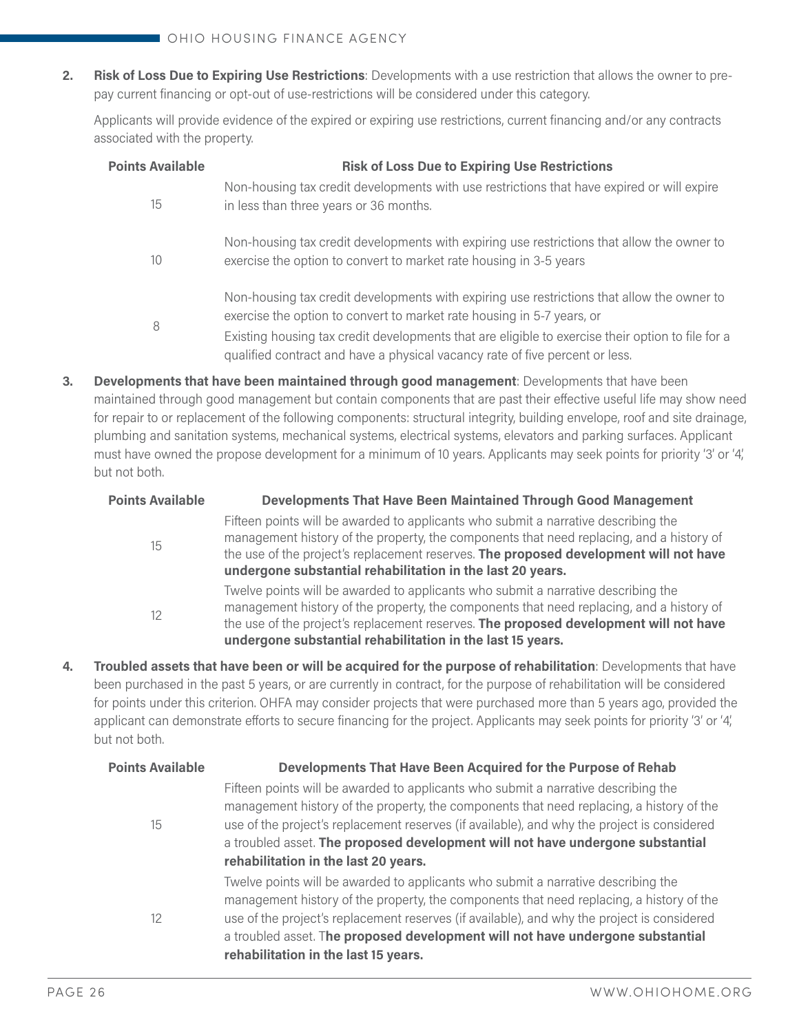2. **Risk of Loss Due to Expiring Use Restrictions**: Developments with a use restriction that allows the owner to pre-pay current financing or opt-out of use-restrictions will be considered under this category.

   Applicants will provide evidence of the expired or expiring use restrictions, current financing and/or any contracts associated with the property.

| Points Available | Risk of Loss Due to Expiring Use Restrictions |
|---|---|
| 15 | Non-housing tax credit developments with use restrictions that have expired or will expire in less than three years or 36 months. |
| 10 | Non-housing tax credit developments with expiring use restrictions that allow the owner to exercise the option to convert to market rate housing in 3-5 years |
| 8 | Non-housing tax credit developments with expiring use restrictions that allow the owner to exercise the option to convert to market rate housing in 5-7 years, or<br>Existing housing tax credit developments that are eligible to exercise their option to file for a qualified contract and have a physical vacancy rate of five percent or less. |

3. **Developments that have been maintained through good management**: Developments that have been maintained through good management but contain components that are past their effective useful life may show need for repair to or replacement of the following components: structural integrity, building envelope, roof and site drainage, plumbing and sanitation systems, mechanical systems, electrical systems, elevators and parking surfaces. Applicant must have owned the propose development for a minimum of 10 years. Applicants may seek points for priority '3' or '4', but not both.

| Points Available | Developments That Have Been Maintained Through Good Management |
|---|---|
| 15 | Fifteen points will be awarded to applicants who submit a narrative describing the management history of the property, the components that need replacing, and a history of the use of the project's replacement reserves. **The proposed development will not have undergone substantial rehabilitation in the last 20 years.** |
| 12 | Twelve points will be awarded to applicants who submit a narrative describing the management history of the property, the components that need replacing, and a history of the use of the project's replacement reserves. **The proposed development will not have undergone substantial rehabilitation in the last 15 years.** |

4. **Troubled assets that have been or will be acquired for the purpose of rehabilitation**: Developments that have been purchased in the past 5 years, or are currently in contract, for the purpose of rehabilitation will be considered for points under this criterion. OHFA may consider projects that were purchased more than 5 years ago, provided the applicant can demonstrate efforts to secure financing for the project. Applicants may seek points for priority '3' or '4', but not both.

| Points Available | Developments That Have Been Acquired for the Purpose of Rehab |
|---|---|
| 15 | Fifteen points will be awarded to applicants who submit a narrative describing the management history of the property, the components that need replacing, a history of the use of the project's replacement reserves (if available), and why the project is considered a troubled asset. **The proposed development will not have undergone substantial rehabilitation in the last 20 years.** |
| 12 | Twelve points will be awarded to applicants who submit a narrative describing the management history of the property, the components that need replacing, a history of the use of the project's replacement reserves (if available), and why the project is considered a troubled asset. **The proposed development will not have undergone substantial rehabilitation in the last 15 years.** |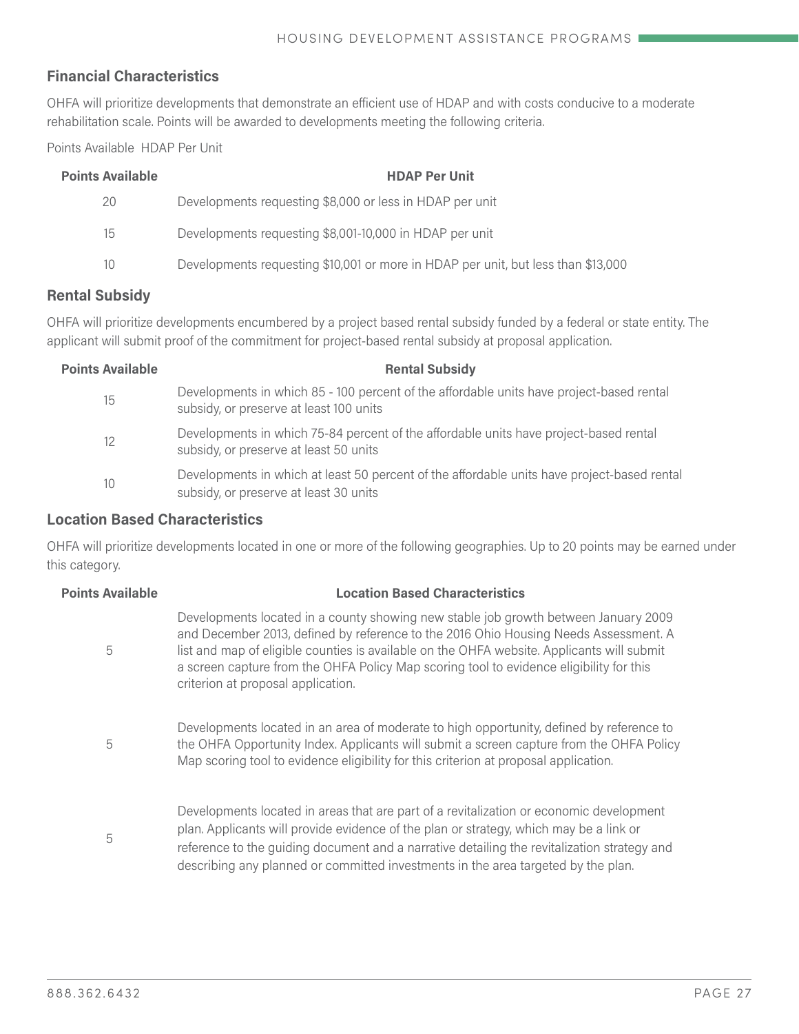### Financial Characteristics

OHFA will prioritize developments that demonstrate an efficient use of HDAP and with costs conducive to a moderate rehabilitation scale. Points will be awarded to developments meeting the following criteria.

Points Available HDAP Per Unit

| Points Available | HDAP Per Unit |
|---|---|
| 20 | Developments requesting $8,000 or less in HDAP per unit |
| 15 | Developments requesting $8,001-10,000 in HDAP per unit |
| 10 | Developments requesting $10,001 or more in HDAP per unit, but less than $13,000 |

### Rental Subsidy

OHFA will prioritize developments encumbered by a project based rental subsidy funded by a federal or state entity. The applicant will submit proof of the commitment for project-based rental subsidy at proposal application.

| Points Available | Rental Subsidy |
|---|---|
| 15 | Developments in which 85 - 100 percent of the affordable units have project-based rental subsidy, or preserve at least 100 units |
| 12 | Developments in which 75-84 percent of the affordable units have project-based rental subsidy, or preserve at least 50 units |
| 10 | Developments in which at least 50 percent of the affordable units have project-based rental subsidy, or preserve at least 30 units |

### Location Based Characteristics

OHFA will prioritize developments located in one or more of the following geographies. Up to 20 points may be earned under this category.

| Points Available | Location Based Characteristics |
|---|---|
| 5 | Developments located in a county showing new stable job growth between January 2009 and December 2013, defined by reference to the 2016 Ohio Housing Needs Assessment. A list and map of eligible counties is available on the OHFA website. Applicants will submit a screen capture from the OHFA Policy Map scoring tool to evidence eligibility for this criterion at proposal application. |
| 5 | Developments located in an area of moderate to high opportunity, defined by reference to the OHFA Opportunity Index. Applicants will submit a screen capture from the OHFA Policy Map scoring tool to evidence eligibility for this criterion at proposal application. |
| 5 | Developments located in areas that are part of a revitalization or economic development plan. Applicants will provide evidence of the plan or strategy, which may be a link or reference to the guiding document and a narrative detailing the revitalization strategy and describing any planned or committed investments in the area targeted by the plan. |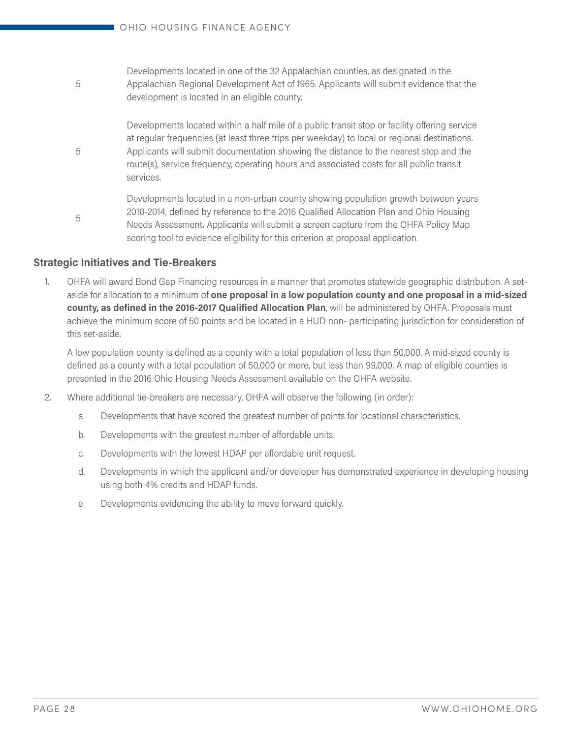| | |
|---|---|
| 5 | Developments located in one of the 32 Appalachian counties, as designated in the Appalachian Regional Development Act of 1965. Applicants will submit evidence that the development is located in an eligible county. |
| 5 | Developments located within a half mile of a public transit stop or facility offering service at regular frequencies (at least three trips per weekday) to local or regional destinations. Applicants will submit documentation showing the distance to the nearest stop and the route(s), service frequency, operating hours and associated costs for all public transit services. |
| 5 | Developments located in a non-urban county showing population growth between years 2010-2014, defined by reference to the 2016 Qualified Allocation Plan and Ohio Housing Needs Assessment. Applicants will submit a screen capture from the OHFA Policy Map scoring tool to evidence eligibility for this criterion at proposal application. |

### Strategic Initiatives and Tie-Breakers

1. OHFA will award Bond Gap Financing resources in a manner that promotes statewide geographic distribution. A set-aside for allocation to a minimum of **one proposal in a low population county and one proposal in a mid-sized county, as defined in the 2016-2017 Qualified Allocation Plan**, will be administered by OHFA. Proposals must achieve the minimum score of 50 points and be located in a HUD non- participating jurisdiction for consideration of this set-aside.

   A low population county is defined as a county with a total population of less than 50,000. A mid-sized county is defined as a county with a total population of 50,000 or more, but less than 99,000. A map of eligible counties is presented in the 2016 Ohio Housing Needs Assessment available on the OHFA website.

2. Where additional tie-breakers are necessary, OHFA will observe the following (in order):

   a. Developments that have scored the greatest number of points for locational characteristics.

   b. Developments with the greatest number of affordable units.

   c. Developments with the lowest HDAP per affordable unit request.

   d. Developments in which the applicant and/or developer has demonstrated experience in developing housing using both 4% credits and HDAP funds.

   e. Developments evidencing the ability to move forward quickly.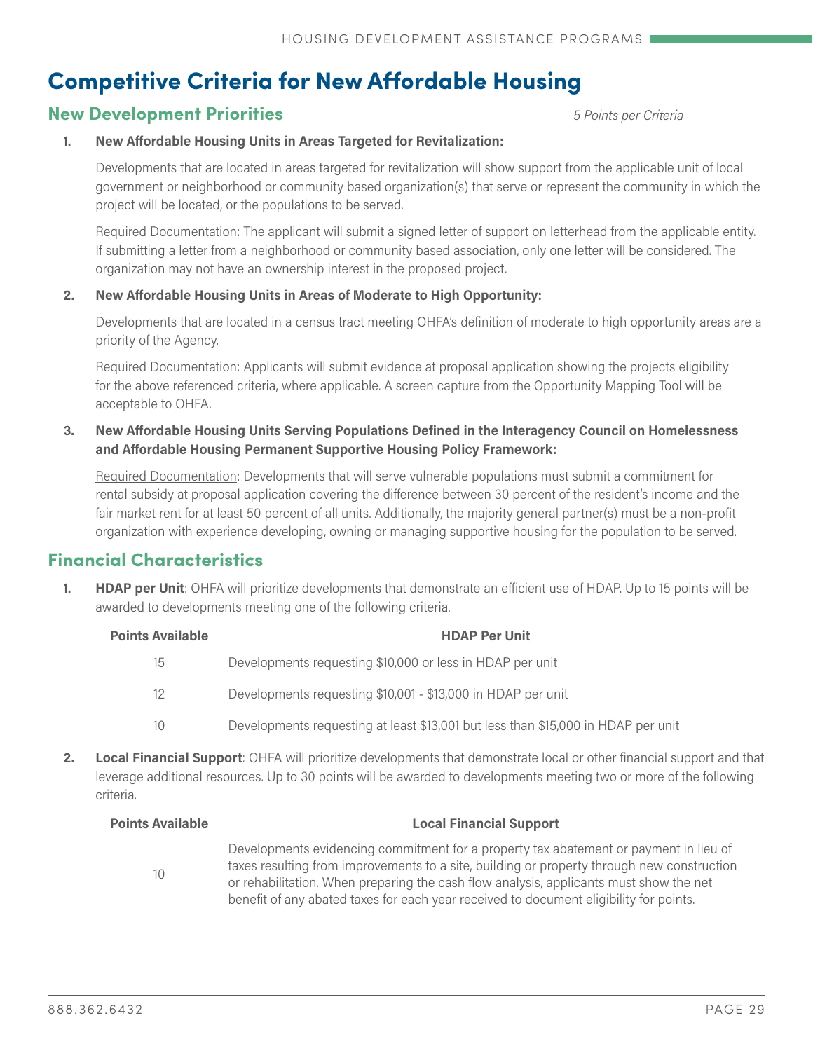# Competitive Criteria for New Affordable Housing

## New Development Priorities

*5 Points per Criteria*

1. **New Affordable Housing Units in Areas Targeted for Revitalization:**

   Developments that are located in areas targeted for revitalization will show support from the applicable unit of local government or neighborhood or community based organization(s) that serve or represent the community in which the project will be located, or the populations to be served.

   Required Documentation: The applicant will submit a signed letter of support on letterhead from the applicable entity. If submitting a letter from a neighborhood or community based association, only one letter will be considered. The organization may not have an ownership interest in the proposed project.

2. **New Affordable Housing Units in Areas of Moderate to High Opportunity:**

   Developments that are located in a census tract meeting OHFA's definition of moderate to high opportunity areas are a priority of the Agency.

   Required Documentation: Applicants will submit evidence at proposal application showing the projects eligibility for the above referenced criteria, where applicable. A screen capture from the Opportunity Mapping Tool will be acceptable to OHFA.

3. **New Affordable Housing Units Serving Populations Defined in the Interagency Council on Homelessness and Affordable Housing Permanent Supportive Housing Policy Framework:**

   Required Documentation: Developments that will serve vulnerable populations must submit a commitment for rental subsidy at proposal application covering the difference between 30 percent of the resident's income and the fair market rent for at least 50 percent of all units. Additionally, the majority general partner(s) must be a non-profit organization with experience developing, owning or managing supportive housing for the population to be served.

## Financial Characteristics

1. **HDAP per Unit**: OHFA will prioritize developments that demonstrate an efficient use of HDAP. Up to 15 points will be awarded to developments meeting one of the following criteria.

| Points Available | HDAP Per Unit |
|---|---|
| 15 | Developments requesting $10,000 or less in HDAP per unit |
| 12 | Developments requesting $10,001 - $13,000 in HDAP per unit |
| 10 | Developments requesting at least $13,001 but less than $15,000 in HDAP per unit |

2. **Local Financial Support**: OHFA will prioritize developments that demonstrate local or other financial support and that leverage additional resources. Up to 30 points will be awarded to developments meeting two or more of the following criteria.

| Points Available | Local Financial Support |
|---|---|
| 10 | Developments evidencing commitment for a property tax abatement or payment in lieu of taxes resulting from improvements to a site, building or property through new construction or rehabilitation. When preparing the cash flow analysis, applicants must show the net benefit of any abated taxes for each year received to document eligibility for points. |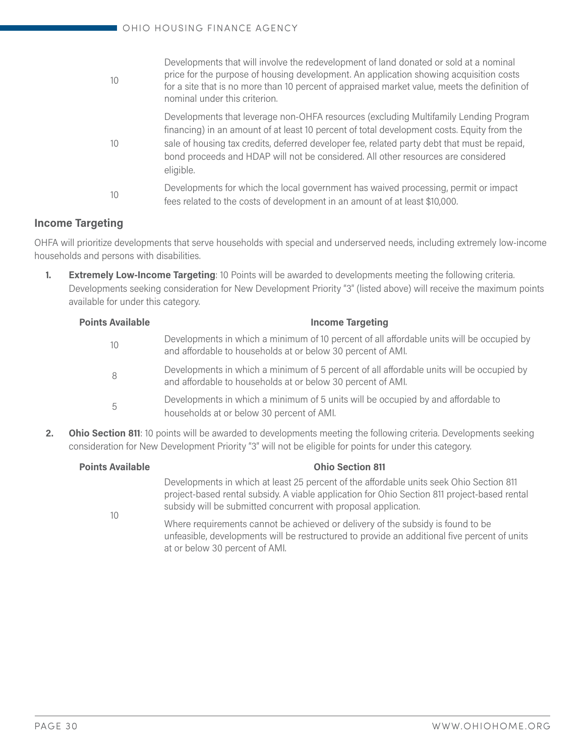| | |
|---|---|
| 10 | Developments that will involve the redevelopment of land donated or sold at a nominal price for the purpose of housing development. An application showing acquisition costs for a site that is no more than 10 percent of appraised market value, meets the definition of nominal under this criterion. |
| 10 | Developments that leverage non-OHFA resources (excluding Multifamily Lending Program financing) in an amount of at least 10 percent of total development costs. Equity from the sale of housing tax credits, deferred developer fee, related party debt that must be repaid, bond proceeds and HDAP will not be considered. All other resources are considered eligible. |
| 10 | Developments for which the local government has waived processing, permit or impact fees related to the costs of development in an amount of at least $10,000. |

### Income Targeting

OHFA will prioritize developments that serve households with special and underserved needs, including extremely low-income households and persons with disabilities.

1. **Extremely Low-Income Targeting**: 10 Points will be awarded to developments meeting the following criteria. Developments seeking consideration for New Development Priority "3" (listed above) will receive the maximum points available for under this category.

| Points Available | Income Targeting |
|---|---|
| 10 | Developments in which a minimum of 10 percent of all affordable units will be occupied by and affordable to households at or below 30 percent of AMI. |
| 8 | Developments in which a minimum of 5 percent of all affordable units will be occupied by and affordable to households at or below 30 percent of AMI. |
| 5 | Developments in which a minimum of 5 units will be occupied by and affordable to households at or below 30 percent of AMI. |

2. **Ohio Section 811**: 10 points will be awarded to developments meeting the following criteria. Developments seeking consideration for New Development Priority "3" will not be eligible for points for under this category.

| Points Available | Ohio Section 811 |
|---|---|
| 10 | Developments in which at least 25 percent of the affordable units seek Ohio Section 811 project-based rental subsidy. A viable application for Ohio Section 811 project-based rental subsidy will be submitted concurrent with proposal application. Where requirements cannot be achieved or delivery of the subsidy is found to be unfeasible, developments will be restructured to provide an additional five percent of units at or below 30 percent of AMI. |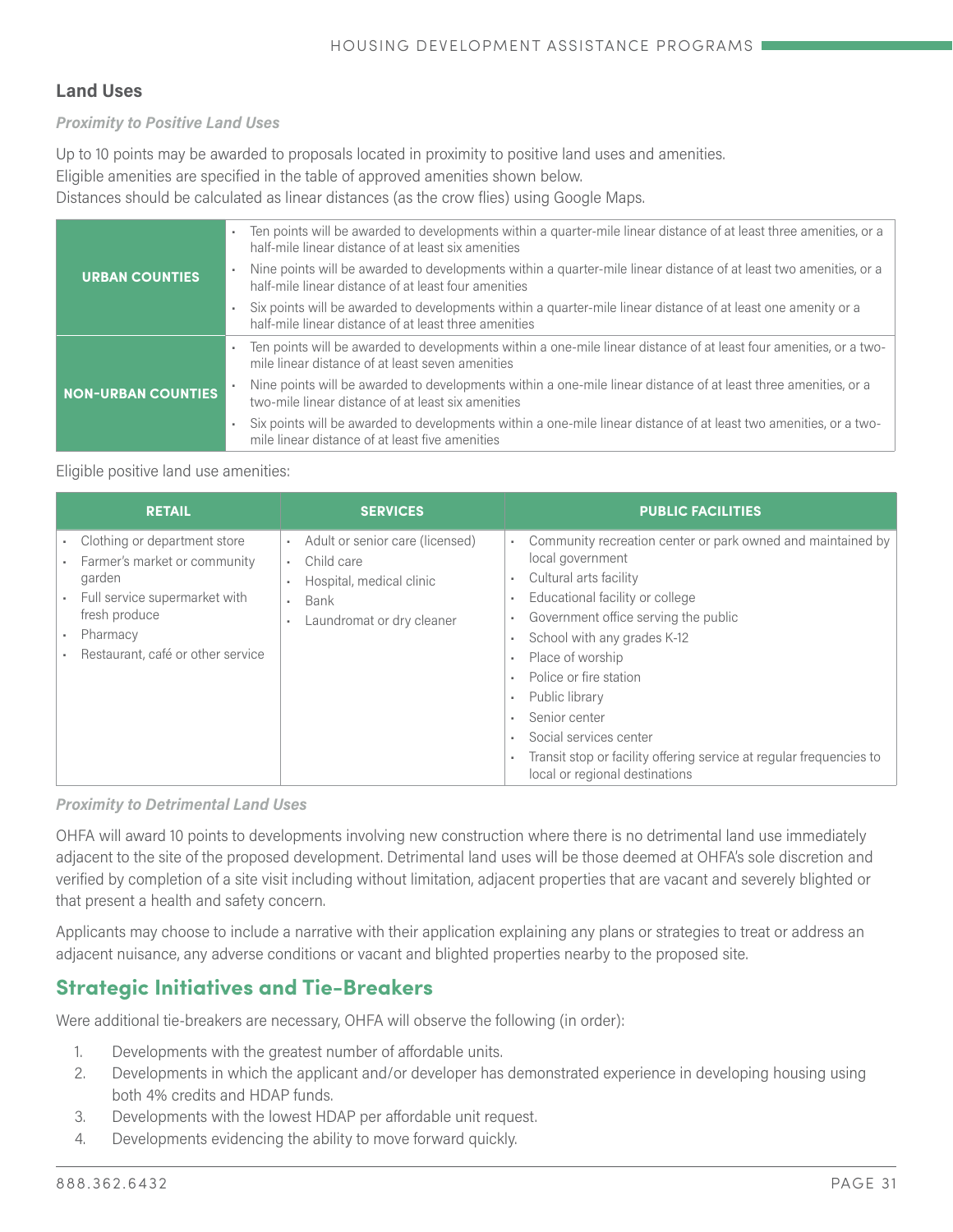### Land Uses

*Proximity to Positive Land Uses*

Up to 10 points may be awarded to proposals located in proximity to positive land uses and amenities.
Eligible amenities are specified in the table of approved amenities shown below.
Distances should be calculated as linear distances (as the crow flies) using Google Maps.

| | |
|---|---|
| **URBAN COUNTIES** | • Ten points will be awarded to developments within a quarter-mile linear distance of at least three amenities, or a half-mile linear distance of at least six amenities<br>• Nine points will be awarded to developments within a quarter-mile linear distance of at least two amenities, or a half-mile linear distance of at least four amenities<br>• Six points will be awarded to developments within a quarter-mile linear distance of at least one amenity or a half-mile linear distance of at least three amenities |
| **NON-URBAN COUNTIES** | • Ten points will be awarded to developments within a one-mile linear distance of at least four amenities, or a two-mile linear distance of at least seven amenities<br>• Nine points will be awarded to developments within a one-mile linear distance of at least three amenities, or a two-mile linear distance of at least six amenities<br>• Six points will be awarded to developments within a one-mile linear distance of at least two amenities, or a two-mile linear distance of at least five amenities |

Eligible positive land use amenities:

| RETAIL | SERVICES | PUBLIC FACILITIES |
|---|---|---|
| • Clothing or department store<br>• Farmer's market or community garden<br>• Full service supermarket with fresh produce<br>• Pharmacy<br>• Restaurant, café or other service | • Adult or senior care (licensed)<br>• Child care<br>• Hospital, medical clinic<br>• Bank<br>• Laundromat or dry cleaner | • Community recreation center or park owned and maintained by local government<br>• Cultural arts facility<br>• Educational facility or college<br>• Government office serving the public<br>• School with any grades K-12<br>• Place of worship<br>• Police or fire station<br>• Public library<br>• Senior center<br>• Social services center<br>• Transit stop or facility offering service at regular frequencies to local or regional destinations |

*Proximity to Detrimental Land Uses*

OHFA will award 10 points to developments involving new construction where there is no detrimental land use immediately adjacent to the site of the proposed development. Detrimental land uses will be those deemed at OHFA's sole discretion and verified by completion of a site visit including without limitation, adjacent properties that are vacant and severely blighted or that present a health and safety concern.

Applicants may choose to include a narrative with their application explaining any plans or strategies to treat or address an adjacent nuisance, any adverse conditions or vacant and blighted properties nearby to the proposed site.

## Strategic Initiatives and Tie-Breakers

Were additional tie-breakers are necessary, OHFA will observe the following (in order):

1. Developments with the greatest number of affordable units.
2. Developments in which the applicant and/or developer has demonstrated experience in developing housing using both 4% credits and HDAP funds.
3. Developments with the lowest HDAP per affordable unit request.
4. Developments evidencing the ability to move forward quickly.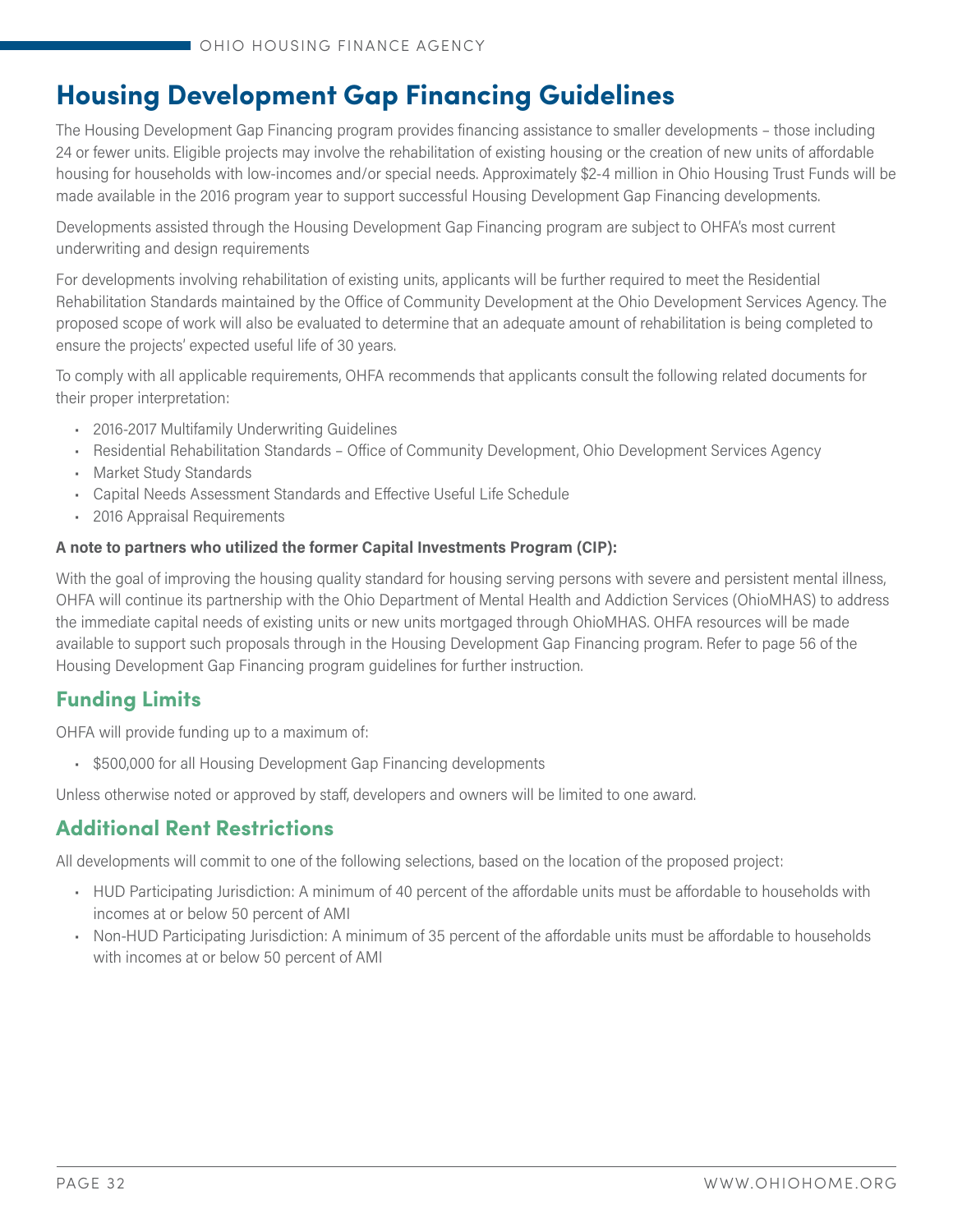# Housing Development Gap Financing Guidelines

The Housing Development Gap Financing program provides financing assistance to smaller developments – those including 24 or fewer units. Eligible projects may involve the rehabilitation of existing housing or the creation of new units of affordable housing for households with low-incomes and/or special needs. Approximately $2-4 million in Ohio Housing Trust Funds will be made available in the 2016 program year to support successful Housing Development Gap Financing developments.

Developments assisted through the Housing Development Gap Financing program are subject to OHFA's most current underwriting and design requirements

For developments involving rehabilitation of existing units, applicants will be further required to meet the Residential Rehabilitation Standards maintained by the Office of Community Development at the Ohio Development Services Agency. The proposed scope of work will also be evaluated to determine that an adequate amount of rehabilitation is being completed to ensure the projects' expected useful life of 30 years.

To comply with all applicable requirements, OHFA recommends that applicants consult the following related documents for their proper interpretation:

- 2016-2017 Multifamily Underwriting Guidelines
- Residential Rehabilitation Standards – Office of Community Development, Ohio Development Services Agency
- Market Study Standards
- Capital Needs Assessment Standards and Effective Useful Life Schedule
- 2016 Appraisal Requirements

**A note to partners who utilized the former Capital Investments Program (CIP):**

With the goal of improving the housing quality standard for housing serving persons with severe and persistent mental illness, OHFA will continue its partnership with the Ohio Department of Mental Health and Addiction Services (OhioMHAS) to address the immediate capital needs of existing units or new units mortgaged through OhioMHAS. OHFA resources will be made available to support such proposals through in the Housing Development Gap Financing program. Refer to page 56 of the Housing Development Gap Financing program guidelines for further instruction.

## Funding Limits

OHFA will provide funding up to a maximum of:

- $500,000 for all Housing Development Gap Financing developments

Unless otherwise noted or approved by staff, developers and owners will be limited to one award.

## Additional Rent Restrictions

All developments will commit to one of the following selections, based on the location of the proposed project:

- HUD Participating Jurisdiction: A minimum of 40 percent of the affordable units must be affordable to households with incomes at or below 50 percent of AMI
- Non-HUD Participating Jurisdiction: A minimum of 35 percent of the affordable units must be affordable to households with incomes at or below 50 percent of AMI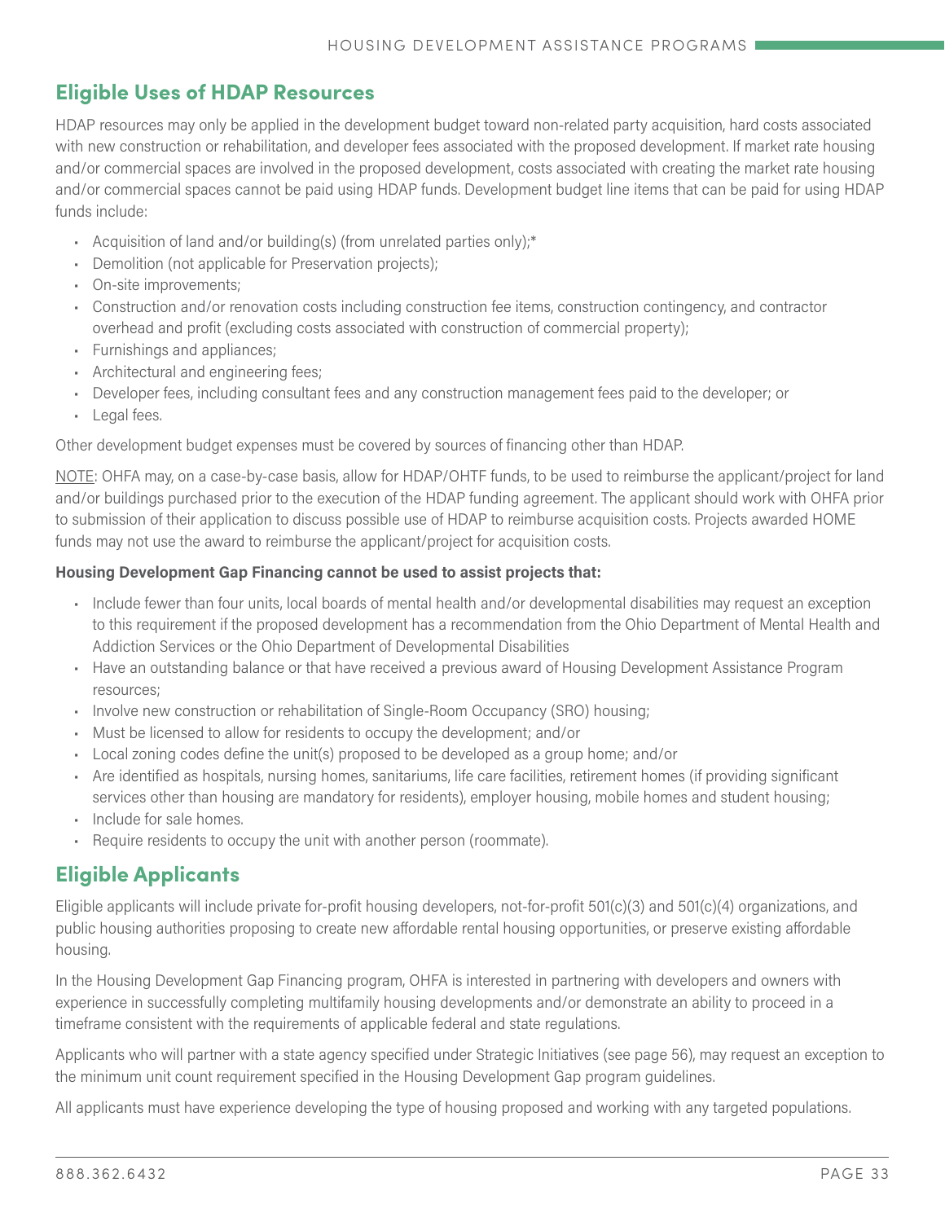## Eligible Uses of HDAP Resources

HDAP resources may only be applied in the development budget toward non-related party acquisition, hard costs associated with new construction or rehabilitation, and developer fees associated with the proposed development. If market rate housing and/or commercial spaces are involved in the proposed development, costs associated with creating the market rate housing and/or commercial spaces cannot be paid using HDAP funds. Development budget line items that can be paid for using HDAP funds include:

- Acquisition of land and/or building(s) (from unrelated parties only);*
- Demolition (not applicable for Preservation projects);
- On-site improvements;
- Construction and/or renovation costs including construction fee items, construction contingency, and contractor overhead and profit (excluding costs associated with construction of commercial property);
- Furnishings and appliances;
- Architectural and engineering fees;
- Developer fees, including consultant fees and any construction management fees paid to the developer; or
- Legal fees.

Other development budget expenses must be covered by sources of financing other than HDAP.

NOTE: OHFA may, on a case-by-case basis, allow for HDAP/OHTF funds, to be used to reimburse the applicant/project for land and/or buildings purchased prior to the execution of the HDAP funding agreement. The applicant should work with OHFA prior to submission of their application to discuss possible use of HDAP to reimburse acquisition costs. Projects awarded HOME funds may not use the award to reimburse the applicant/project for acquisition costs.

**Housing Development Gap Financing cannot be used to assist projects that:**

- Include fewer than four units, local boards of mental health and/or developmental disabilities may request an exception to this requirement if the proposed development has a recommendation from the Ohio Department of Mental Health and Addiction Services or the Ohio Department of Developmental Disabilities
- Have an outstanding balance or that have received a previous award of Housing Development Assistance Program resources;
- Involve new construction or rehabilitation of Single-Room Occupancy (SRO) housing;
- Must be licensed to allow for residents to occupy the development; and/or
- Local zoning codes define the unit(s) proposed to be developed as a group home; and/or
- Are identified as hospitals, nursing homes, sanitariums, life care facilities, retirement homes (if providing significant services other than housing are mandatory for residents), employer housing, mobile homes and student housing;
- Include for sale homes.
- Require residents to occupy the unit with another person (roommate).

## Eligible Applicants

Eligible applicants will include private for-profit housing developers, not-for-profit 501(c)(3) and 501(c)(4) organizations, and public housing authorities proposing to create new affordable rental housing opportunities, or preserve existing affordable housing.

In the Housing Development Gap Financing program, OHFA is interested in partnering with developers and owners with experience in successfully completing multifamily housing developments and/or demonstrate an ability to proceed in a timeframe consistent with the requirements of applicable federal and state regulations.

Applicants who will partner with a state agency specified under Strategic Initiatives (see page 56), may request an exception to the minimum unit count requirement specified in the Housing Development Gap program guidelines.

All applicants must have experience developing the type of housing proposed and working with any targeted populations.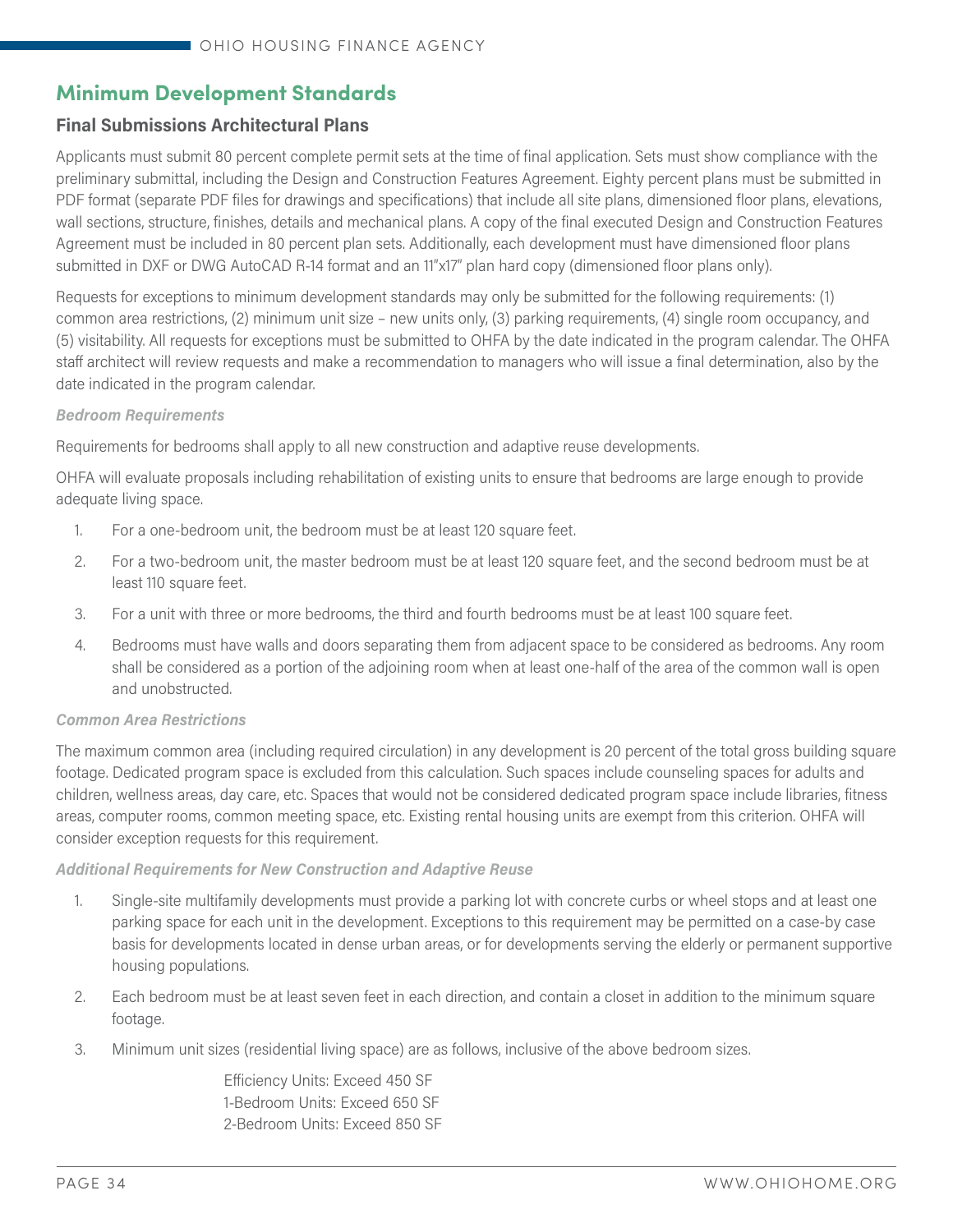## Minimum Development Standards

### Final Submissions Architectural Plans

Applicants must submit 80 percent complete permit sets at the time of final application. Sets must show compliance with the preliminary submittal, including the Design and Construction Features Agreement. Eighty percent plans must be submitted in PDF format (separate PDF files for drawings and specifications) that include all site plans, dimensioned floor plans, elevations, wall sections, structure, finishes, details and mechanical plans. A copy of the final executed Design and Construction Features Agreement must be included in 80 percent plan sets. Additionally, each development must have dimensioned floor plans submitted in DXF or DWG AutoCAD R-14 format and an 11"x17" plan hard copy (dimensioned floor plans only).

Requests for exceptions to minimum development standards may only be submitted for the following requirements: (1) common area restrictions, (2) minimum unit size – new units only, (3) parking requirements, (4) single room occupancy, and (5) visitability. All requests for exceptions must be submitted to OHFA by the date indicated in the program calendar. The OHFA staff architect will review requests and make a recommendation to managers who will issue a final determination, also by the date indicated in the program calendar.

#### *Bedroom Requirements*

Requirements for bedrooms shall apply to all new construction and adaptive reuse developments.

OHFA will evaluate proposals including rehabilitation of existing units to ensure that bedrooms are large enough to provide adequate living space.

1. For a one-bedroom unit, the bedroom must be at least 120 square feet.
2. For a two-bedroom unit, the master bedroom must be at least 120 square feet, and the second bedroom must be at least 110 square feet.
3. For a unit with three or more bedrooms, the third and fourth bedrooms must be at least 100 square feet.
4. Bedrooms must have walls and doors separating them from adjacent space to be considered as bedrooms. Any room shall be considered as a portion of the adjoining room when at least one-half of the area of the common wall is open and unobstructed.

#### *Common Area Restrictions*

The maximum common area (including required circulation) in any development is 20 percent of the total gross building square footage. Dedicated program space is excluded from this calculation. Such spaces include counseling spaces for adults and children, wellness areas, day care, etc. Spaces that would not be considered dedicated program space include libraries, fitness areas, computer rooms, common meeting space, etc. Existing rental housing units are exempt from this criterion. OHFA will consider exception requests for this requirement.

#### *Additional Requirements for New Construction and Adaptive Reuse*

1. Single-site multifamily developments must provide a parking lot with concrete curbs or wheel stops and at least one parking space for each unit in the development. Exceptions to this requirement may be permitted on a case-by case basis for developments located in dense urban areas, or for developments serving the elderly or permanent supportive housing populations.
2. Each bedroom must be at least seven feet in each direction, and contain a closet in addition to the minimum square footage.
3. Minimum unit sizes (residential living space) are as follows, inclusive of the above bedroom sizes.

   Efficiency Units: Exceed 450 SF
   1-Bedroom Units: Exceed 650 SF
   2-Bedroom Units: Exceed 850 SF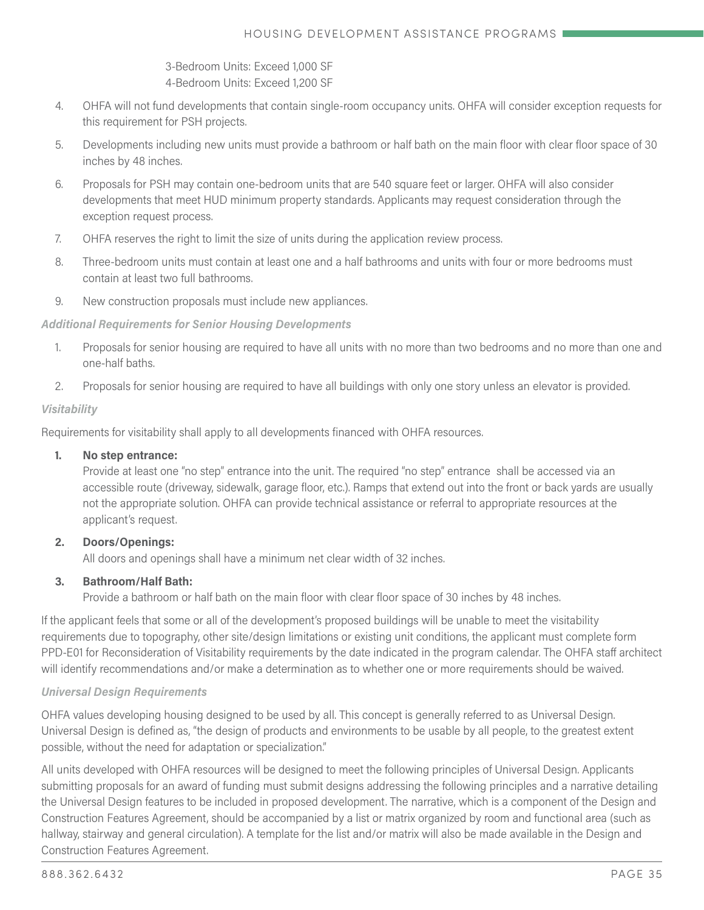3-Bedroom Units: Exceed 1,000 SF
4-Bedroom Units: Exceed 1,200 SF

4. OHFA will not fund developments that contain single-room occupancy units. OHFA will consider exception requests for this requirement for PSH projects.
5. Developments including new units must provide a bathroom or half bath on the main floor with clear floor space of 30 inches by 48 inches.
6. Proposals for PSH may contain one-bedroom units that are 540 square feet or larger. OHFA will also consider developments that meet HUD minimum property standards. Applicants may request consideration through the exception request process.
7. OHFA reserves the right to limit the size of units during the application review process.
8. Three-bedroom units must contain at least one and a half bathrooms and units with four or more bedrooms must contain at least two full bathrooms.
9. New construction proposals must include new appliances.

#### *Additional Requirements for Senior Housing Developments*

1. Proposals for senior housing are required to have all units with no more than two bedrooms and no more than one and one-half baths.
2. Proposals for senior housing are required to have all buildings with only one story unless an elevator is provided.

#### *Visitability*

Requirements for visitability shall apply to all developments financed with OHFA resources.

1. **No step entrance:**
   Provide at least one "no step" entrance into the unit. The required "no step" entrance shall be accessed via an accessible route (driveway, sidewalk, garage floor, etc.). Ramps that extend out into the front or back yards are usually not the appropriate solution. OHFA can provide technical assistance or referral to appropriate resources at the applicant's request.
2. **Doors/Openings:**
   All doors and openings shall have a minimum net clear width of 32 inches.
3. **Bathroom/Half Bath:**
   Provide a bathroom or half bath on the main floor with clear floor space of 30 inches by 48 inches.

If the applicant feels that some or all of the development's proposed buildings will be unable to meet the visitability requirements due to topography, other site/design limitations or existing unit conditions, the applicant must complete form PPD-E01 for Reconsideration of Visitability requirements by the date indicated in the program calendar. The OHFA staff architect will identify recommendations and/or make a determination as to whether one or more requirements should be waived.

#### *Universal Design Requirements*

OHFA values developing housing designed to be used by all. This concept is generally referred to as Universal Design. Universal Design is defined as, "the design of products and environments to be usable by all people, to the greatest extent possible, without the need for adaptation or specialization."

All units developed with OHFA resources will be designed to meet the following principles of Universal Design. Applicants submitting proposals for an award of funding must submit designs addressing the following principles and a narrative detailing the Universal Design features to be included in proposed development. The narrative, which is a component of the Design and Construction Features Agreement, should be accompanied by a list or matrix organized by room and functional area (such as hallway, stairway and general circulation). A template for the list and/or matrix will also be made available in the Design and Construction Features Agreement.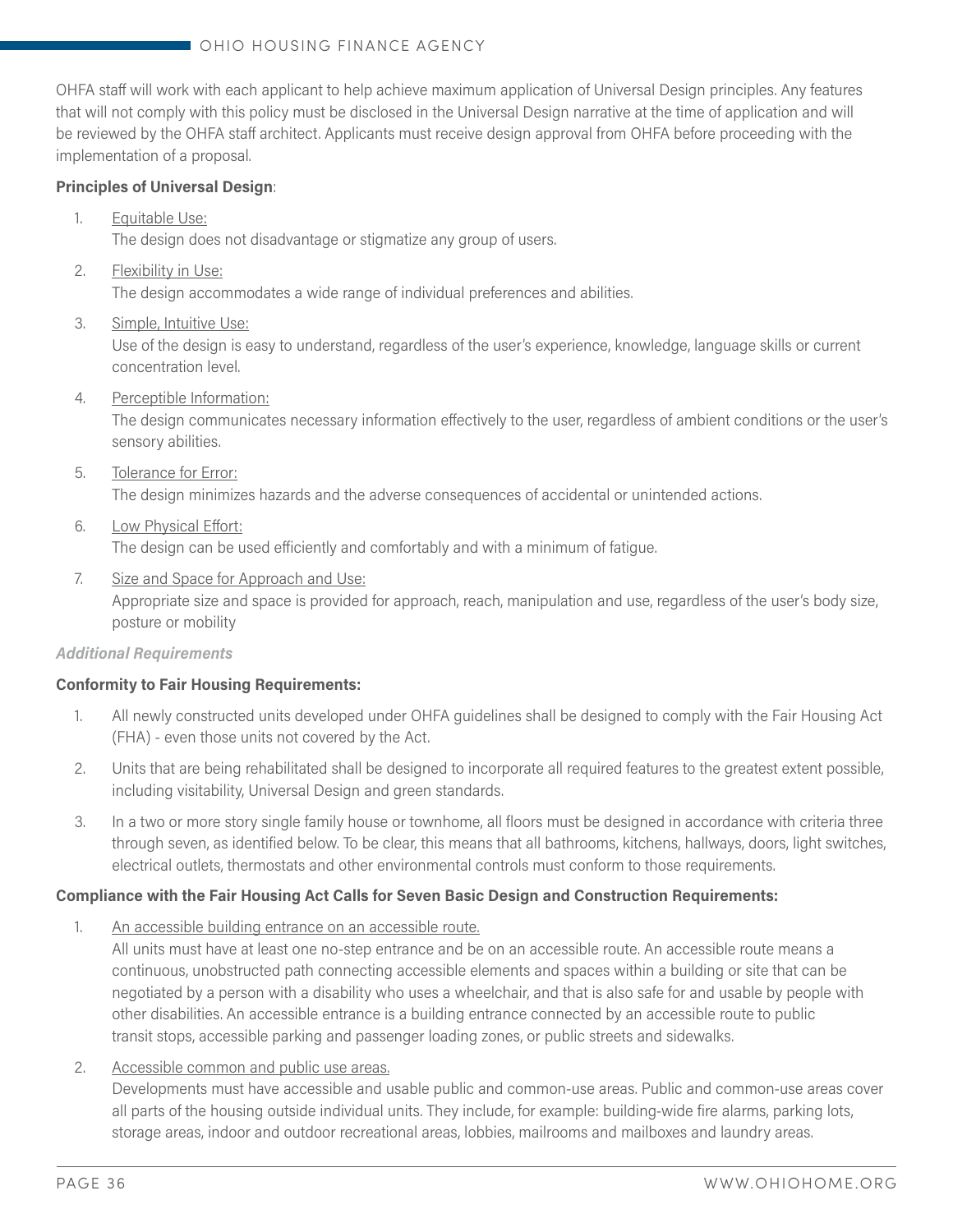OHFA staff will work with each applicant to help achieve maximum application of Universal Design principles. Any features that will not comply with this policy must be disclosed in the Universal Design narrative at the time of application and will be reviewed by the OHFA staff architect. Applicants must receive design approval from OHFA before proceeding with the implementation of a proposal.

**Principles of Universal Design**:

1. Equitable Use:
   The design does not disadvantage or stigmatize any group of users.
2. Flexibility in Use:
   The design accommodates a wide range of individual preferences and abilities.
3. Simple, Intuitive Use:
   Use of the design is easy to understand, regardless of the user's experience, knowledge, language skills or current concentration level.
4. Perceptible Information:
   The design communicates necessary information effectively to the user, regardless of ambient conditions or the user's sensory abilities.
5. Tolerance for Error:
   The design minimizes hazards and the adverse consequences of accidental or unintended actions.
6. Low Physical Effort:
   The design can be used efficiently and comfortably and with a minimum of fatigue.
7. Size and Space for Approach and Use:
   Appropriate size and space is provided for approach, reach, manipulation and use, regardless of the user's body size, posture or mobility

***Additional Requirements***

**Conformity to Fair Housing Requirements:**

1. All newly constructed units developed under OHFA guidelines shall be designed to comply with the Fair Housing Act (FHA) - even those units not covered by the Act.
2. Units that are being rehabilitated shall be designed to incorporate all required features to the greatest extent possible, including visitability, Universal Design and green standards.
3. In a two or more story single family house or townhome, all floors must be designed in accordance with criteria three through seven, as identified below. To be clear, this means that all bathrooms, kitchens, hallways, doors, light switches, electrical outlets, thermostats and other environmental controls must conform to those requirements.

**Compliance with the Fair Housing Act Calls for Seven Basic Design and Construction Requirements:**

1. An accessible building entrance on an accessible route.
   All units must have at least one no-step entrance and be on an accessible route. An accessible route means a continuous, unobstructed path connecting accessible elements and spaces within a building or site that can be negotiated by a person with a disability who uses a wheelchair, and that is also safe for and usable by people with other disabilities. An accessible entrance is a building entrance connected by an accessible route to public transit stops, accessible parking and passenger loading zones, or public streets and sidewalks.
2. Accessible common and public use areas.
   Developments must have accessible and usable public and common-use areas. Public and common-use areas cover all parts of the housing outside individual units. They include, for example: building-wide fire alarms, parking lots, storage areas, indoor and outdoor recreational areas, lobbies, mailrooms and mailboxes and laundry areas.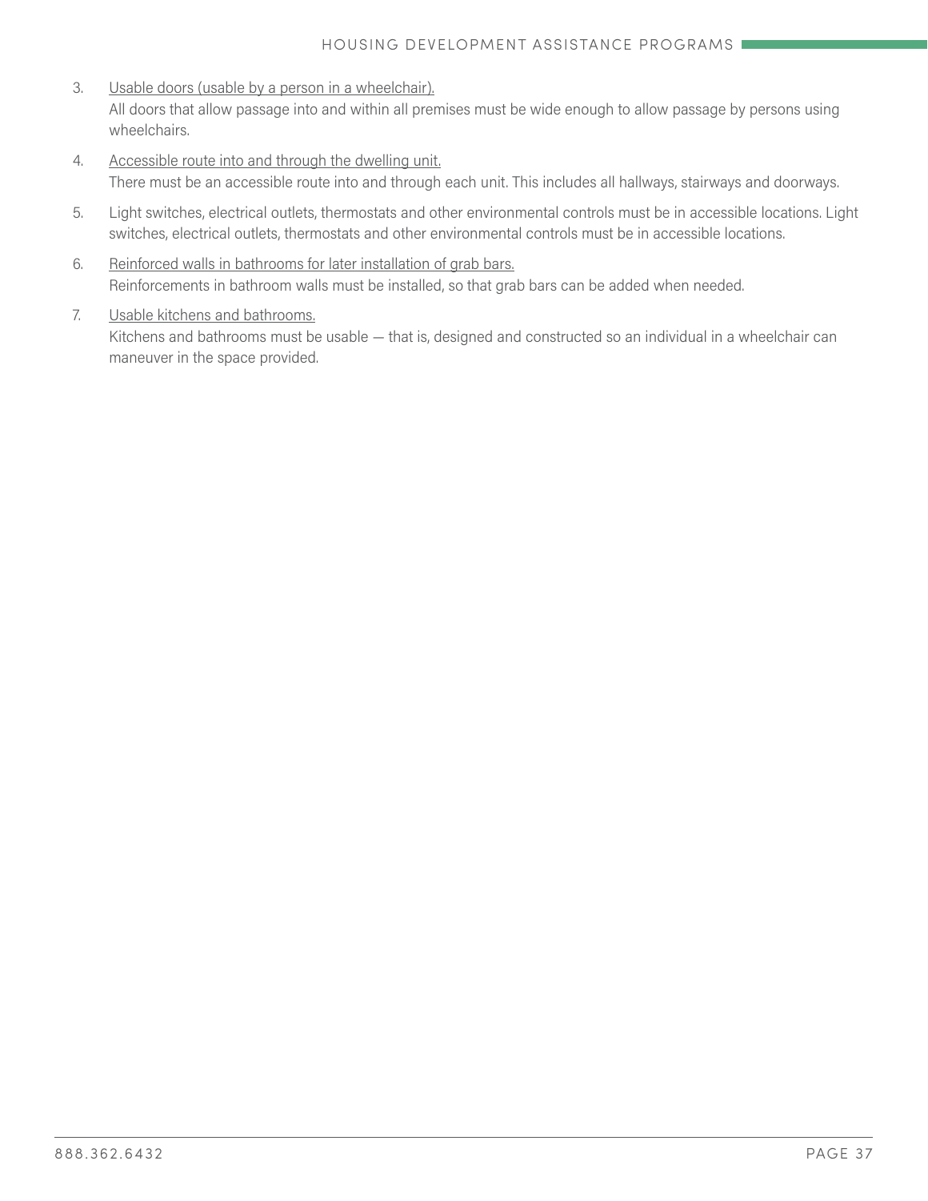3. <u>Usable doors (usable by a person in a wheelchair).</u>
   All doors that allow passage into and within all premises must be wide enough to allow passage by persons using wheelchairs.

4. <u>Accessible route into and through the dwelling unit.</u>
   There must be an accessible route into and through each unit. This includes all hallways, stairways and doorways.

5. Light switches, electrical outlets, thermostats and other environmental controls must be in accessible locations. Light switches, electrical outlets, thermostats and other environmental controls must be in accessible locations.

6. <u>Reinforced walls in bathrooms for later installation of grab bars.</u>
   Reinforcements in bathroom walls must be installed, so that grab bars can be added when needed.

7. <u>Usable kitchens and bathrooms.</u>
   Kitchens and bathrooms must be usable — that is, designed and constructed so an individual in a wheelchair can maneuver in the space provided.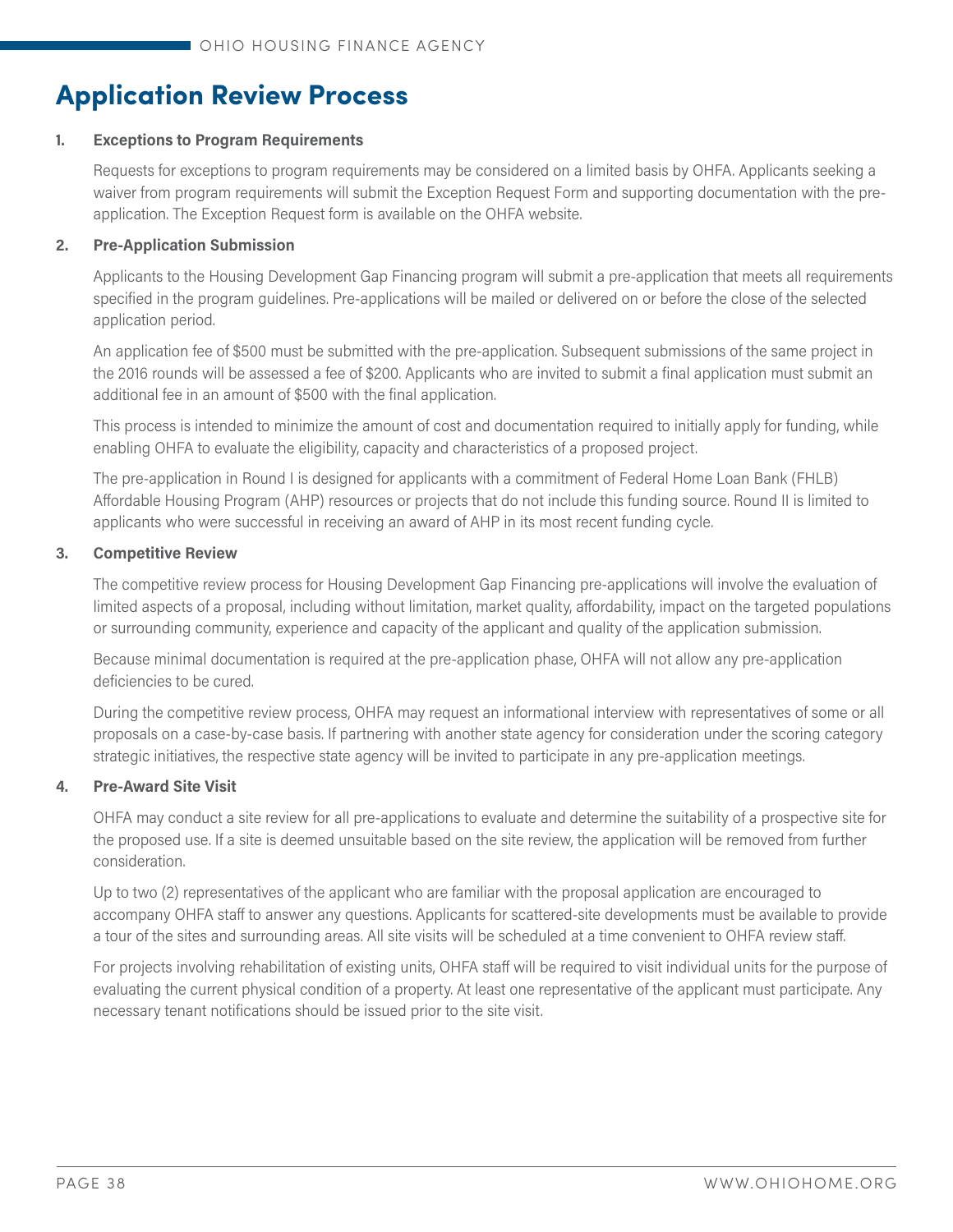# Application Review Process

**1. Exceptions to Program Requirements**

Requests for exceptions to program requirements may be considered on a limited basis by OHFA. Applicants seeking a waiver from program requirements will submit the Exception Request Form and supporting documentation with the pre-application. The Exception Request form is available on the OHFA website.

**2. Pre-Application Submission**

Applicants to the Housing Development Gap Financing program will submit a pre-application that meets all requirements specified in the program guidelines. Pre-applications will be mailed or delivered on or before the close of the selected application period.

An application fee of $500 must be submitted with the pre-application. Subsequent submissions of the same project in the 2016 rounds will be assessed a fee of $200. Applicants who are invited to submit a final application must submit an additional fee in an amount of $500 with the final application.

This process is intended to minimize the amount of cost and documentation required to initially apply for funding, while enabling OHFA to evaluate the eligibility, capacity and characteristics of a proposed project.

The pre-application in Round I is designed for applicants with a commitment of Federal Home Loan Bank (FHLB) Affordable Housing Program (AHP) resources or projects that do not include this funding source. Round II is limited to applicants who were successful in receiving an award of AHP in its most recent funding cycle.

**3. Competitive Review**

The competitive review process for Housing Development Gap Financing pre-applications will involve the evaluation of limited aspects of a proposal, including without limitation, market quality, affordability, impact on the targeted populations or surrounding community, experience and capacity of the applicant and quality of the application submission.

Because minimal documentation is required at the pre-application phase, OHFA will not allow any pre-application deficiencies to be cured.

During the competitive review process, OHFA may request an informational interview with representatives of some or all proposals on a case-by-case basis. If partnering with another state agency for consideration under the scoring category strategic initiatives, the respective state agency will be invited to participate in any pre-application meetings.

**4. Pre-Award Site Visit**

OHFA may conduct a site review for all pre-applications to evaluate and determine the suitability of a prospective site for the proposed use. If a site is deemed unsuitable based on the site review, the application will be removed from further consideration.

Up to two (2) representatives of the applicant who are familiar with the proposal application are encouraged to accompany OHFA staff to answer any questions. Applicants for scattered-site developments must be available to provide a tour of the sites and surrounding areas. All site visits will be scheduled at a time convenient to OHFA review staff.

For projects involving rehabilitation of existing units, OHFA staff will be required to visit individual units for the purpose of evaluating the current physical condition of a property. At least one representative of the applicant must participate. Any necessary tenant notifications should be issued prior to the site visit.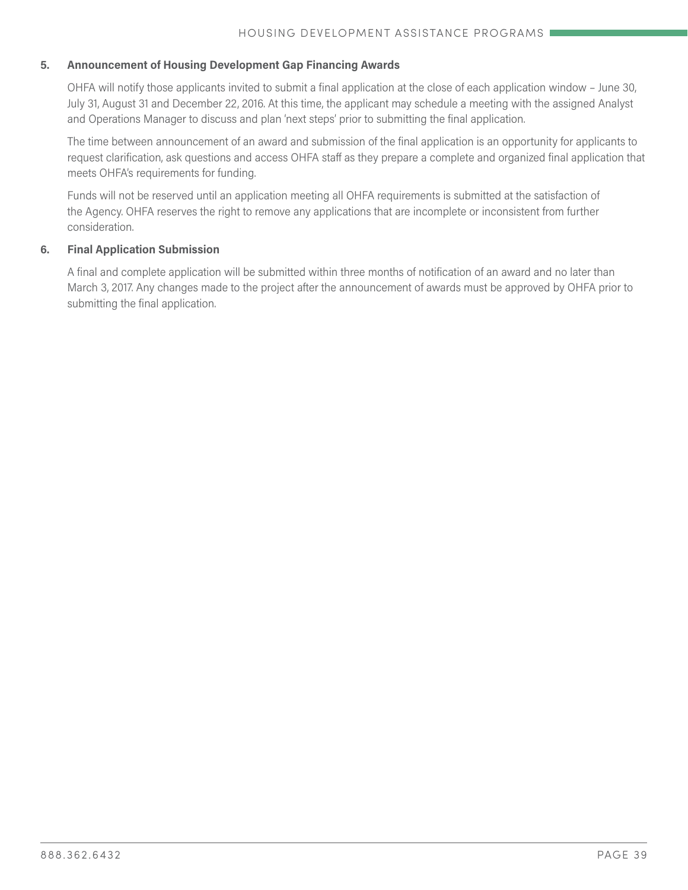### 5. Announcement of Housing Development Gap Financing Awards

OHFA will notify those applicants invited to submit a final application at the close of each application window – June 30, July 31, August 31 and December 22, 2016. At this time, the applicant may schedule a meeting with the assigned Analyst and Operations Manager to discuss and plan 'next steps' prior to submitting the final application.

The time between announcement of an award and submission of the final application is an opportunity for applicants to request clarification, ask questions and access OHFA staff as they prepare a complete and organized final application that meets OHFA's requirements for funding.

Funds will not be reserved until an application meeting all OHFA requirements is submitted at the satisfaction of the Agency. OHFA reserves the right to remove any applications that are incomplete or inconsistent from further consideration.

### 6. Final Application Submission

A final and complete application will be submitted within three months of notification of an award and no later than March 3, 2017. Any changes made to the project after the announcement of awards must be approved by OHFA prior to submitting the final application.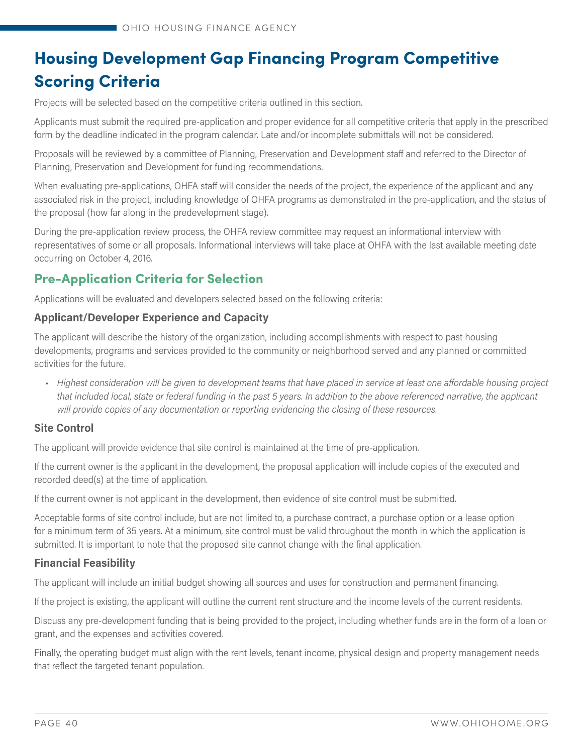# Housing Development Gap Financing Program Competitive Scoring Criteria

Projects will be selected based on the competitive criteria outlined in this section.

Applicants must submit the required pre-application and proper evidence for all competitive criteria that apply in the prescribed form by the deadline indicated in the program calendar. Late and/or incomplete submittals will not be considered.

Proposals will be reviewed by a committee of Planning, Preservation and Development staff and referred to the Director of Planning, Preservation and Development for funding recommendations.

When evaluating pre-applications, OHFA staff will consider the needs of the project, the experience of the applicant and any associated risk in the project, including knowledge of OHFA programs as demonstrated in the pre-application, and the status of the proposal (how far along in the predevelopment stage).

During the pre-application review process, the OHFA review committee may request an informational interview with representatives of some or all proposals. Informational interviews will take place at OHFA with the last available meeting date occurring on October 4, 2016.

## Pre-Application Criteria for Selection

Applications will be evaluated and developers selected based on the following criteria:

### Applicant/Developer Experience and Capacity

The applicant will describe the history of the organization, including accomplishments with respect to past housing developments, programs and services provided to the community or neighborhood served and any planned or committed activities for the future.

- *Highest consideration will be given to development teams that have placed in service at least one affordable housing project that included local, state or federal funding in the past 5 years. In addition to the above referenced narrative, the applicant will provide copies of any documentation or reporting evidencing the closing of these resources.*

### Site Control

The applicant will provide evidence that site control is maintained at the time of pre-application.

If the current owner is the applicant in the development, the proposal application will include copies of the executed and recorded deed(s) at the time of application.

If the current owner is not applicant in the development, then evidence of site control must be submitted.

Acceptable forms of site control include, but are not limited to, a purchase contract, a purchase option or a lease option for a minimum term of 35 years. At a minimum, site control must be valid throughout the month in which the application is submitted. It is important to note that the proposed site cannot change with the final application.

### Financial Feasibility

The applicant will include an initial budget showing all sources and uses for construction and permanent financing.

If the project is existing, the applicant will outline the current rent structure and the income levels of the current residents.

Discuss any pre-development funding that is being provided to the project, including whether funds are in the form of a loan or grant, and the expenses and activities covered.

Finally, the operating budget must align with the rent levels, tenant income, physical design and property management needs that reflect the targeted tenant population.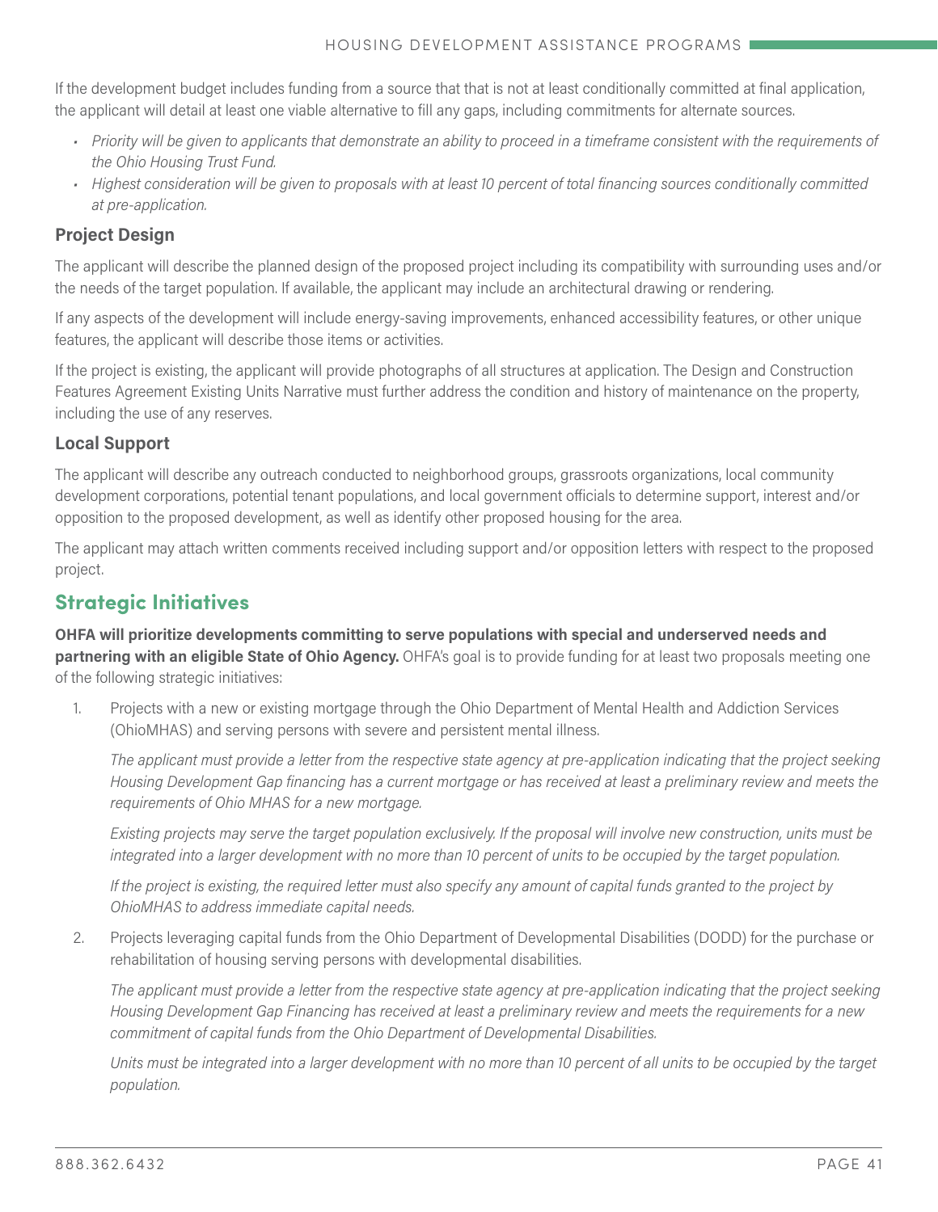If the development budget includes funding from a source that that is not at least conditionally committed at final application, the applicant will detail at least one viable alternative to fill any gaps, including commitments for alternate sources.

- *Priority will be given to applicants that demonstrate an ability to proceed in a timeframe consistent with the requirements of the Ohio Housing Trust Fund.*
- *Highest consideration will be given to proposals with at least 10 percent of total financing sources conditionally committed at pre-application.*

### Project Design

The applicant will describe the planned design of the proposed project including its compatibility with surrounding uses and/or the needs of the target population. If available, the applicant may include an architectural drawing or rendering.

If any aspects of the development will include energy-saving improvements, enhanced accessibility features, or other unique features, the applicant will describe those items or activities.

If the project is existing, the applicant will provide photographs of all structures at application. The Design and Construction Features Agreement Existing Units Narrative must further address the condition and history of maintenance on the property, including the use of any reserves.

### Local Support

The applicant will describe any outreach conducted to neighborhood groups, grassroots organizations, local community development corporations, potential tenant populations, and local government officials to determine support, interest and/or opposition to the proposed development, as well as identify other proposed housing for the area.

The applicant may attach written comments received including support and/or opposition letters with respect to the proposed project.

## Strategic Initiatives

**OHFA will prioritize developments committing to serve populations with special and underserved needs and partnering with an eligible State of Ohio Agency.** OHFA's goal is to provide funding for at least two proposals meeting one of the following strategic initiatives:

1. Projects with a new or existing mortgage through the Ohio Department of Mental Health and Addiction Services (OhioMHAS) and serving persons with severe and persistent mental illness.

   *The applicant must provide a letter from the respective state agency at pre-application indicating that the project seeking Housing Development Gap financing has a current mortgage or has received at least a preliminary review and meets the requirements of Ohio MHAS for a new mortgage.*

   *Existing projects may serve the target population exclusively. If the proposal will involve new construction, units must be integrated into a larger development with no more than 10 percent of units to be occupied by the target population.*

   *If the project is existing, the required letter must also specify any amount of capital funds granted to the project by OhioMHAS to address immediate capital needs.*

2. Projects leveraging capital funds from the Ohio Department of Developmental Disabilities (DODD) for the purchase or rehabilitation of housing serving persons with developmental disabilities.

   *The applicant must provide a letter from the respective state agency at pre-application indicating that the project seeking Housing Development Gap Financing has received at least a preliminary review and meets the requirements for a new commitment of capital funds from the Ohio Department of Developmental Disabilities.*

   *Units must be integrated into a larger development with no more than 10 percent of all units to be occupied by the target population.*